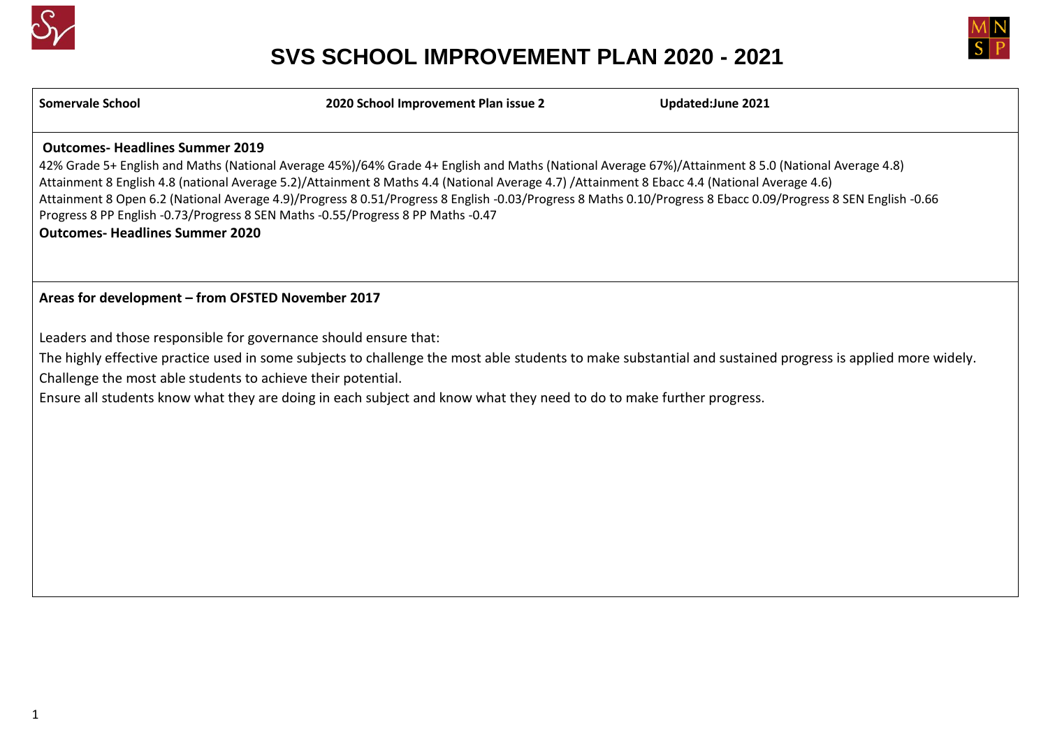# SVS SCHOOL IMPROVEMENT PLAN 2020 - 2021

| **Somervale School** | **2020 School Improvement Plan issue 2** | **Updated:June 2021** |
|---|---|---|

**Outcomes- Headlines Summer 2019**

42% Grade 5+ English and Maths (National Average 45%)/64% Grade 4+ English and Maths (National Average 67%)/Attainment 8 5.0 (National Average 4.8)
Attainment 8 English 4.8 (national Average 5.2)/Attainment 8 Maths 4.4 (National Average 4.7) /Attainment 8 Ebacc 4.4 (National Average 4.6)
Attainment 8 Open 6.2 (National Average 4.9)/Progress 8 0.51/Progress 8 English -0.03/Progress 8 Maths 0.10/Progress 8 Ebacc 0.09/Progress 8 SEN English -0.66
Progress 8 PP English -0.73/Progress 8 SEN Maths -0.55/Progress 8 PP Maths -0.47

**Outcomes- Headlines Summer 2020**

**Areas for development – from OFSTED November 2017**

Leaders and those responsible for governance should ensure that:

The highly effective practice used in some subjects to challenge the most able students to make substantial and sustained progress is applied more widely.

Challenge the most able students to achieve their potential.

Ensure all students know what they are doing in each subject and know what they need to do to make further progress.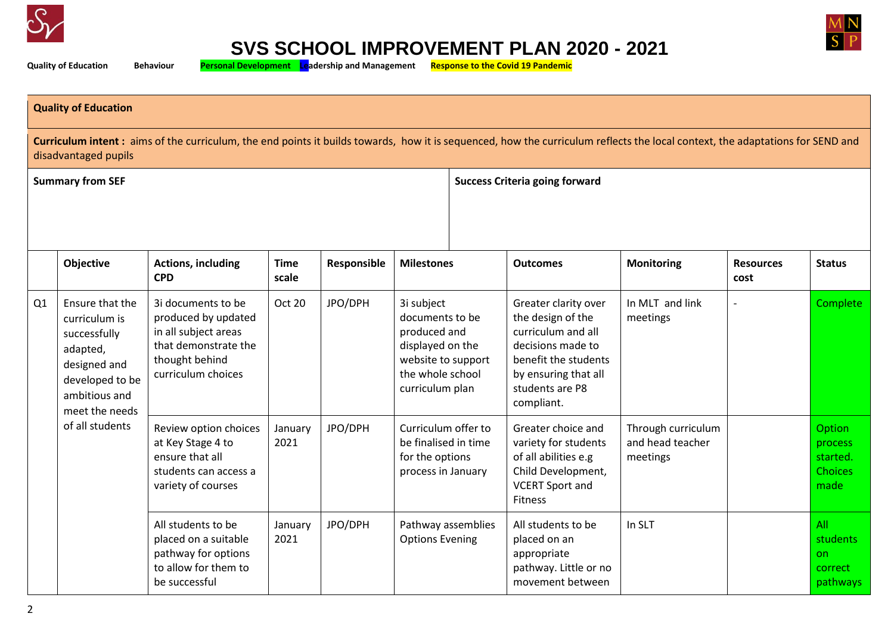# SVS SCHOOL IMPROVEMENT PLAN 2020 - 2021

**Quality of Education** **Behaviour** **Personal Development** **Leadership and Management** **Response to the Covid 19 Pandemic**

**Quality of Education**

**Curriculum intent :** aims of the curriculum, the end points it builds towards, how it is sequenced, how the curriculum reflects the local context, the adaptations for SEND and disadvantaged pupils

| **Summary from SEF** | **Success Criteria going forward** |
|---|---|
| | |

| | Objective | Actions, including CPD | Time scale | Responsible | Milestones | Outcomes | Monitoring | Resources cost | Status |
|---|---|---|---|---|---|---|---|---|---|
| Q1 | Ensure that the curriculum is successfully adapted, designed and developed to be ambitious and meet the needs of all students | 3i documents to be produced by updated in all subject areas that demonstrate the thought behind curriculum choices | Oct 20 | JPO/DPH | 3i subject documents to be produced and displayed on the website to support the whole school curriculum plan | Greater clarity over the design of the curriculum and all decisions made to benefit the students by ensuring that all students are P8 compliant. | In MLT and link meetings | - | Complete |
| | | Review option choices at Key Stage 4 to ensure that all students can access a variety of courses | January 2021 | JPO/DPH | Curriculum offer to be finalised in time for the options process in January | Greater choice and variety for students of all abilities e.g Child Development, VCERT Sport and Fitness | Through curriculum and head teacher meetings | | Option process started. Choices made |
| | | All students to be placed on a suitable pathway for options to allow for them to be successful | January 2021 | JPO/DPH | Pathway assemblies Options Evening | All students to be placed on an appropriate pathway. Little or no movement between | In SLT | | All students on correct pathways |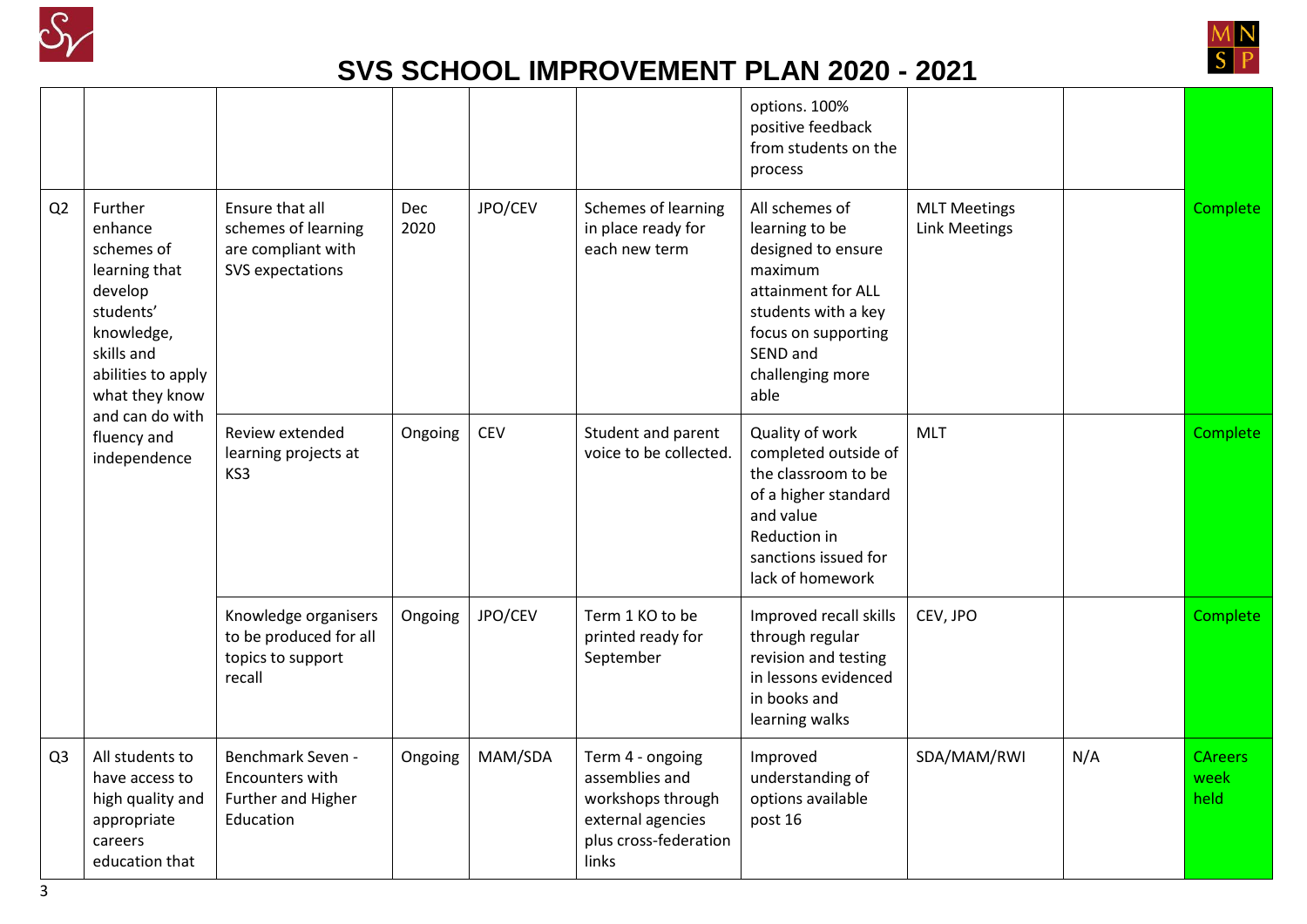# SVS SCHOOL IMPROVEMENT PLAN 2020 - 2021

| | | | | | | | | | |
|---|---|---|---|---|---|---|---|---|---|
| | | | | | | options. 100% positive feedback from students on the process | | | |
| Q2 | Further enhance schemes of learning that develop students' knowledge, skills and abilities to apply what they know and can do with fluency and independence | Ensure that all schemes of learning are compliant with SVS expectations | Dec 2020 | JPO/CEV | Schemes of learning in place ready for each new term | All schemes of learning to be designed to ensure maximum attainment for ALL students with a key focus on supporting SEND and challenging more able | MLT Meetings Link Meetings | | Complete |
| | | Review extended learning projects at KS3 | Ongoing | CEV | Student and parent voice to be collected. | Quality of work completed outside of the classroom to be of a higher standard and value Reduction in sanctions issued for lack of homework | MLT | | Complete |
| | | Knowledge organisers to be produced for all topics to support recall | Ongoing | JPO/CEV | Term 1 KO to be printed ready for September | Improved recall skills through regular revision and testing in lessons evidenced in books and learning walks | CEV, JPO | | Complete |
| Q3 | All students to have access to high quality and appropriate careers education that | Benchmark Seven - Encounters with Further and Higher Education | Ongoing | MAM/SDA | Term 4 - ongoing assemblies and workshops through external agencies plus cross-federation links | Improved understanding of options available post 16 | SDA/MAM/RWI | N/A | CAreers week held |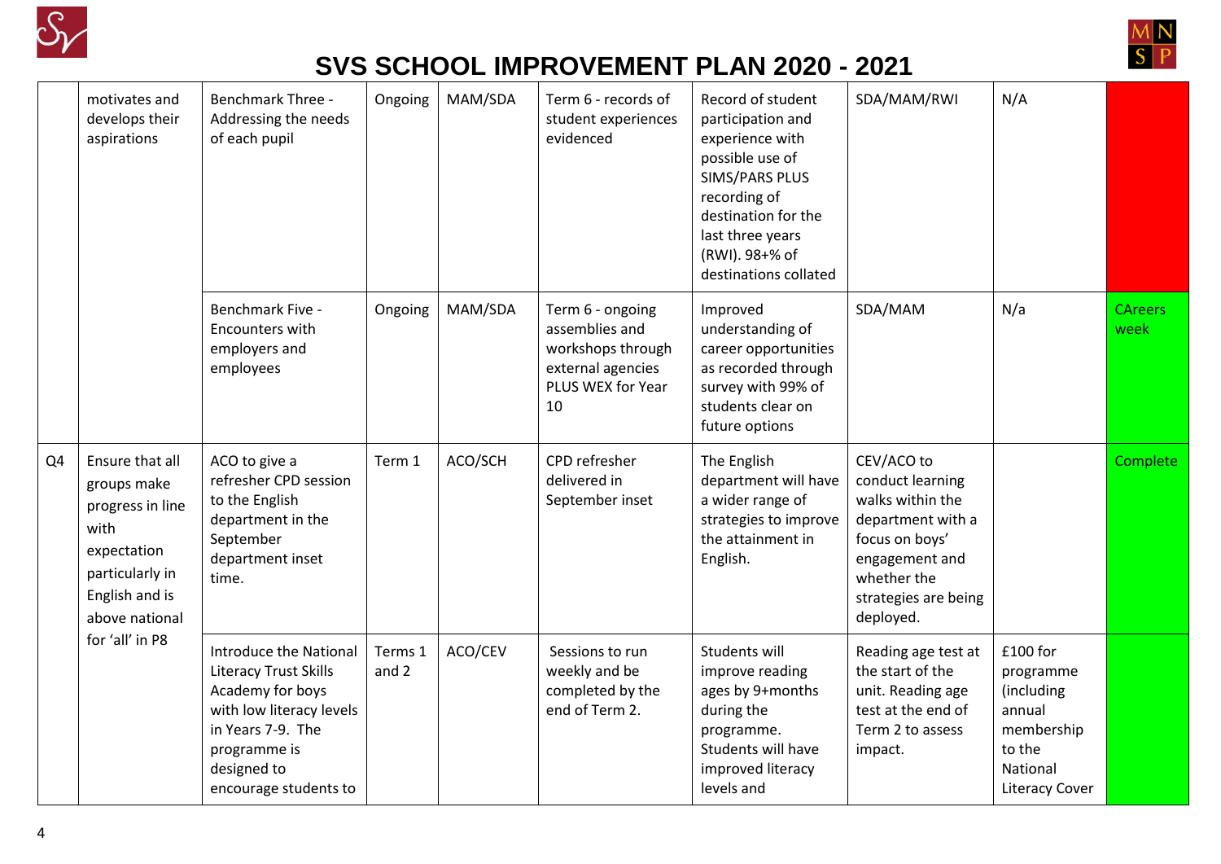# SVS SCHOOL IMPROVEMENT PLAN 2020 - 2021

| | | | | | | | | | |
|---|---|---|---|---|---|---|---|---|---|
| | motivates and develops their aspirations | Benchmark Three - Addressing the needs of each pupil | Ongoing | MAM/SDA | Term 6 - records of student experiences evidenced | Record of student participation and experience with possible use of SIMS/PARS PLUS recording of destination for the last three years (RWI). 98+% of destinations collated | SDA/MAM/RWI | N/A | |
| | | Benchmark Five - Encounters with employers and employees | Ongoing | MAM/SDA | Term 6 - ongoing assemblies and workshops through external agencies PLUS WEX for Year 10 | Improved understanding of career opportunities as recorded through survey with 99% of students clear on future options | SDA/MAM | N/a | CAreers week |
| Q4 | Ensure that all groups make progress in line with expectation particularly in English and is above national for 'all' in P8 | ACO to give a refresher CPD session to the English department in the September department inset time. | Term 1 | ACO/SCH | CPD refresher delivered in September inset | The English department will have a wider range of strategies to improve the attainment in English. | CEV/ACO to conduct learning walks within the department with a focus on boys' engagement and whether the strategies are being deployed. | | Complete |
| | | Introduce the National Literacy Trust Skills Academy for boys with low literacy levels in Years 7-9. The programme is designed to encourage students to | Terms 1 and 2 | ACO/CEV | Sessions to run weekly and be completed by the end of Term 2. | Students will improve reading ages by 9+months during the programme. Students will have improved literacy levels and | Reading age test at the start of the unit. Reading age test at the end of Term 2 to assess impact. | £100 for programme (including annual membership to the National Literacy Cover | |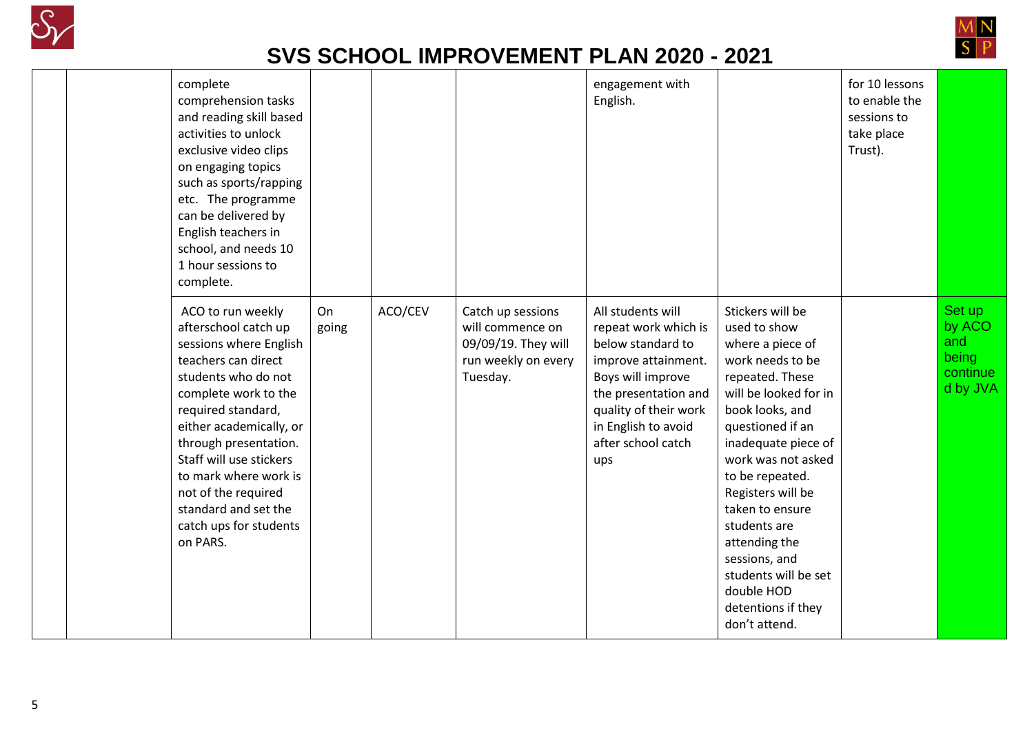# SVS SCHOOL IMPROVEMENT PLAN 2020 - 2021

| | | | | | | | | | |
|---|---|---|---|---|---|---|---|---|---|
| | | complete comprehension tasks and reading skill based activities to unlock exclusive video clips on engaging topics such as sports/rapping etc. The programme can be delivered by English teachers in school, and needs 10 1 hour sessions to complete. | | | | engagement with English. | | for 10 lessons to enable the sessions to take place Trust). | |
| | | ACO to run weekly afterschool catch up sessions where English teachers can direct students who do not complete work to the required standard, either academically, or through presentation. Staff will use stickers to mark where work is not of the required standard and set the catch ups for students on PARS. | On going | ACO/CEV | Catch up sessions will commence on 09/09/19. They will run weekly on every Tuesday. | All students will repeat work which is below standard to improve attainment. Boys will improve the presentation and quality of their work in English to avoid after school catch ups | Stickers will be used to show where a piece of work needs to be repeated. These will be looked for in book looks, and questioned if an inadequate piece of work was not asked to be repeated. Registers will be taken to ensure students are attending the sessions, and students will be set double HOD detentions if they don't attend. | | Set up by ACO and being continued by JVA |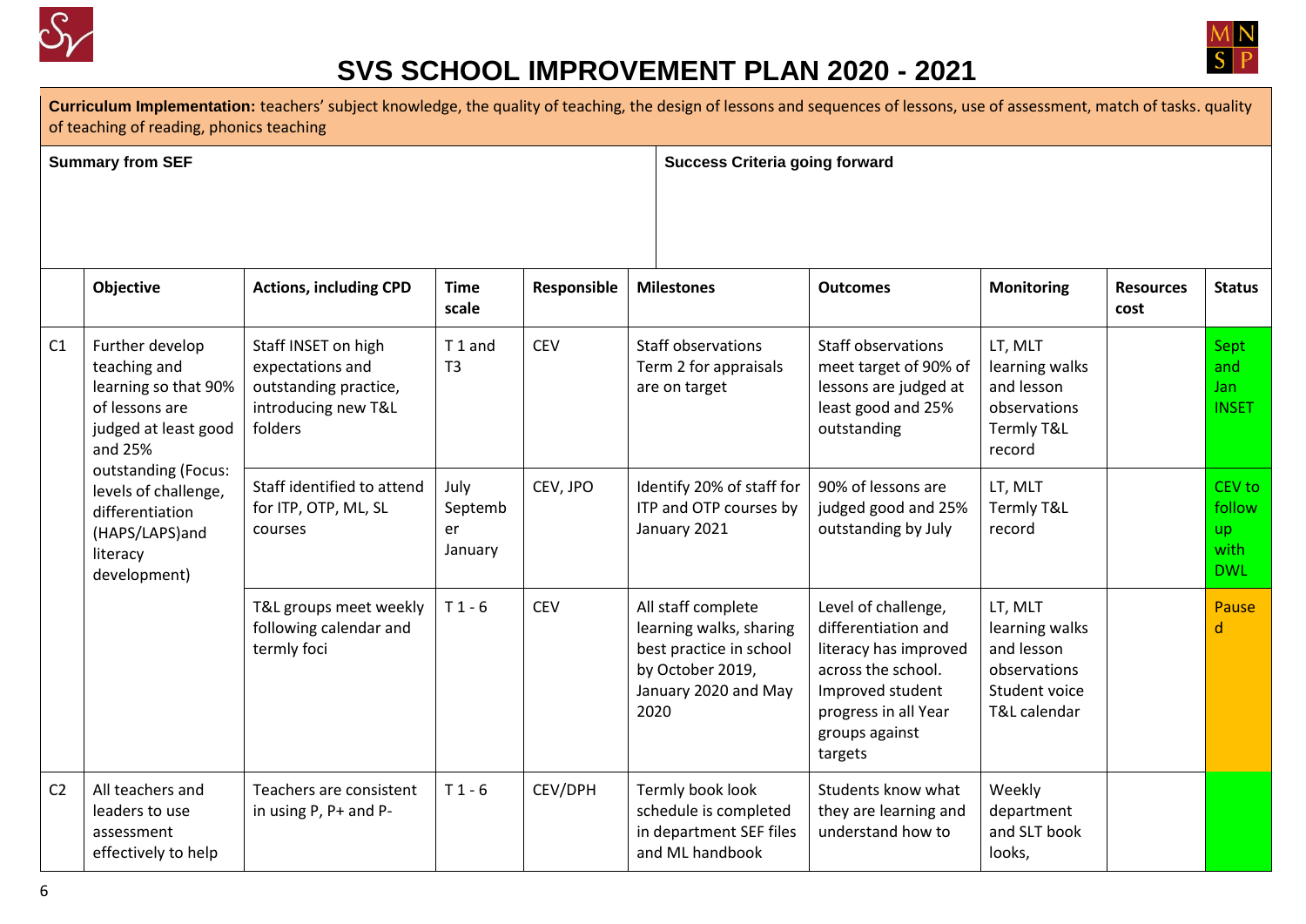# SVS SCHOOL IMPROVEMENT PLAN 2020 - 2021

**Curriculum Implementation:** teachers' subject knowledge, the quality of teaching, the design of lessons and sequences of lessons, use of assessment, match of tasks. quality of teaching of reading, phonics teaching

| **Summary from SEF** | **Success Criteria going forward** |
|---|---|
| | |

| | Objective | Actions, including CPD | Time scale | Responsible | Milestones | Outcomes | Monitoring | Resources cost | Status |
|---|---|---|---|---|---|---|---|---|---|
| C1 | Further develop teaching and learning so that 90% of lessons are judged at least good and 25% outstanding (Focus: levels of challenge, differentiation (HAPS/LAPS)and literacy development) | Staff INSET on high expectations and outstanding practice, introducing new T&L folders | T 1 and T3 | CEV | Staff observations Term 2 for appraisals are on target | Staff observations meet target of 90% of lessons are judged at least good and 25% outstanding | LT, MLT learning walks and lesson observations Termly T&L record | | Sept and Jan INSET |
| | | Staff identified to attend for ITP, OTP, ML, SL courses | July September January | CEV, JPO | Identify 20% of staff for ITP and OTP courses by January 2021 | 90% of lessons are judged good and 25% outstanding by July | LT, MLT Termly T&L record | | CEV to follow up with DWL |
| | | T&L groups meet weekly following calendar and termly foci | T 1 - 6 | CEV | All staff complete learning walks, sharing best practice in school by October 2019, January 2020 and May 2020 | Level of challenge, differentiation and literacy has improved across the school. Improved student progress in all Year groups against targets | LT, MLT learning walks and lesson observations Student voice T&L calendar | | Paused |
| C2 | All teachers and leaders to use assessment effectively to help | Teachers are consistent in using P, P+ and P- | T 1 - 6 | CEV/DPH | Termly book look schedule is completed in department SEF files and ML handbook | Students know what they are learning and understand how to | Weekly department and SLT book looks, | | |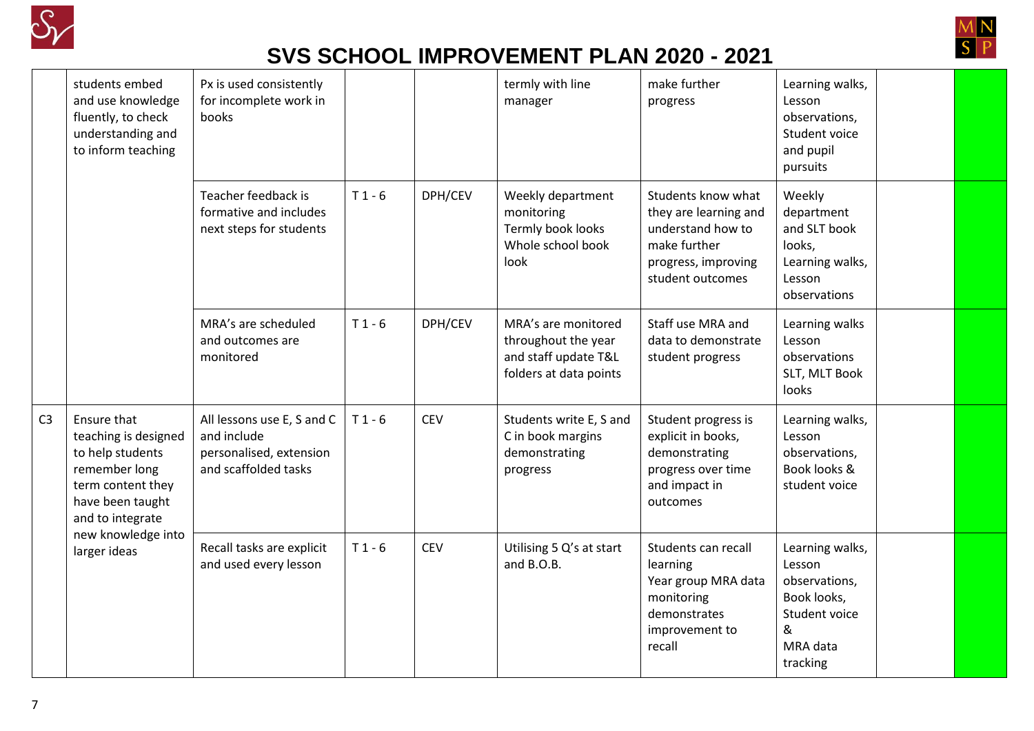# SVS SCHOOL IMPROVEMENT PLAN 2020 - 2021

| | | | | | | | | | |
|---|---|---|---|---|---|---|---|---|---|
| | students embed and use knowledge fluently, to check understanding and to inform teaching | Px is used consistently for incomplete work in books | | | termly with line manager | make further progress | Learning walks, Lesson observations, Student voice and pupil pursuits | | |
| | | Teacher feedback is formative and includes next steps for students | T 1 - 6 | DPH/CEV | Weekly department monitoring<br>Termly book looks<br>Whole school book look | Students know what they are learning and understand how to make further progress, improving student outcomes | Weekly department and SLT book looks, Learning walks, Lesson observations | | |
| | | MRA's are scheduled and outcomes are monitored | T 1 - 6 | DPH/CEV | MRA's are monitored throughout the year and staff update T&L folders at data points | Staff use MRA and data to demonstrate student progress | Learning walks<br>Lesson observations<br>SLT, MLT Book looks | | |
| C3 | Ensure that teaching is designed to help students remember long term content they have been taught and to integrate new knowledge into larger ideas | All lessons use E, S and C and include personalised, extension and scaffolded tasks | T 1 - 6 | CEV | Students write E, S and C in book margins demonstrating progress | Student progress is explicit in books, demonstrating progress over time and impact in outcomes | Learning walks, Lesson observations, Book looks & student voice | | |
| | | Recall tasks are explicit and used every lesson | T 1 - 6 | CEV | Utilising 5 Q's at start and B.O.B. | Students can recall learning<br>Year group MRA data monitoring demonstrates improvement to recall | Learning walks, Lesson observations, Book looks, Student voice &<br>MRA data tracking | | |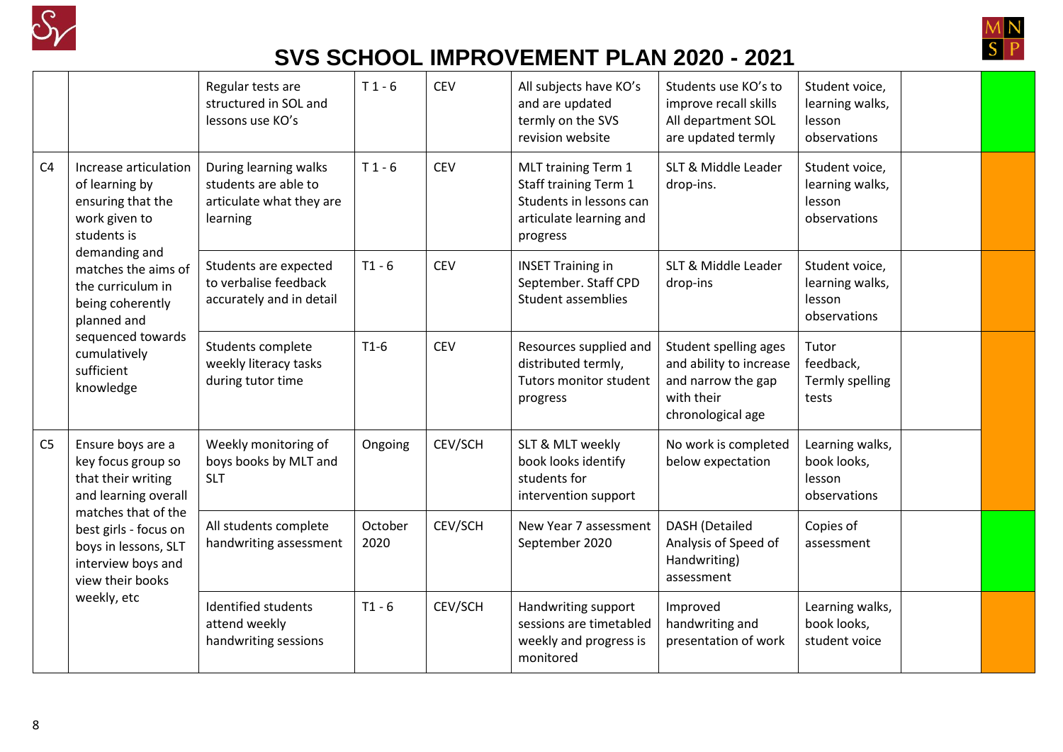# SVS SCHOOL IMPROVEMENT PLAN 2020 - 2021

| | | | | | | | | | |
|---|---|---|---|---|---|---|---|---|---|
| | | Regular tests are structured in SOL and lessons use KO's | T 1 - 6 | CEV | All subjects have KO's and are updated termly on the SVS revision website | Students use KO's to improve recall skills All department SOL are updated termly | Student voice, learning walks, lesson observations | | |
| C4 | Increase articulation of learning by ensuring that the work given to students is demanding and matches the aims of the curriculum in being coherently planned and sequenced towards cumulatively sufficient knowledge | During learning walks students are able to articulate what they are learning | T 1 - 6 | CEV | MLT training Term 1 Staff training Term 1 Students in lessons can articulate learning and progress | SLT & Middle Leader drop-ins. | Student voice, learning walks, lesson observations | | |
| | | Students are expected to verbalise feedback accurately and in detail | T1 - 6 | CEV | INSET Training in September. Staff CPD Student assemblies | SLT & Middle Leader drop-ins | Student voice, learning walks, lesson observations | | |
| | | Students complete weekly literacy tasks during tutor time | T1-6 | CEV | Resources supplied and distributed termly, Tutors monitor student progress | Student spelling ages and ability to increase and narrow the gap with their chronological age | Tutor feedback, Termly spelling tests | | |
| C5 | Ensure boys are a key focus group so that their writing and learning overall matches that of the best girls - focus on boys in lessons, SLT interview boys and view their books weekly, etc | Weekly monitoring of boys books by MLT and SLT | Ongoing | CEV/SCH | SLT & MLT weekly book looks identify students for intervention support | No work is completed below expectation | Learning walks, book looks, lesson observations | | |
| | | All students complete handwriting assessment | October 2020 | CEV/SCH | New Year 7 assessment September 2020 | DASH (Detailed Analysis of Speed of Handwriting) assessment | Copies of assessment | | |
| | | Identified students attend weekly handwriting sessions | T1 - 6 | CEV/SCH | Handwriting support sessions are timetabled weekly and progress is monitored | Improved handwriting and presentation of work | Learning walks, book looks, student voice | | |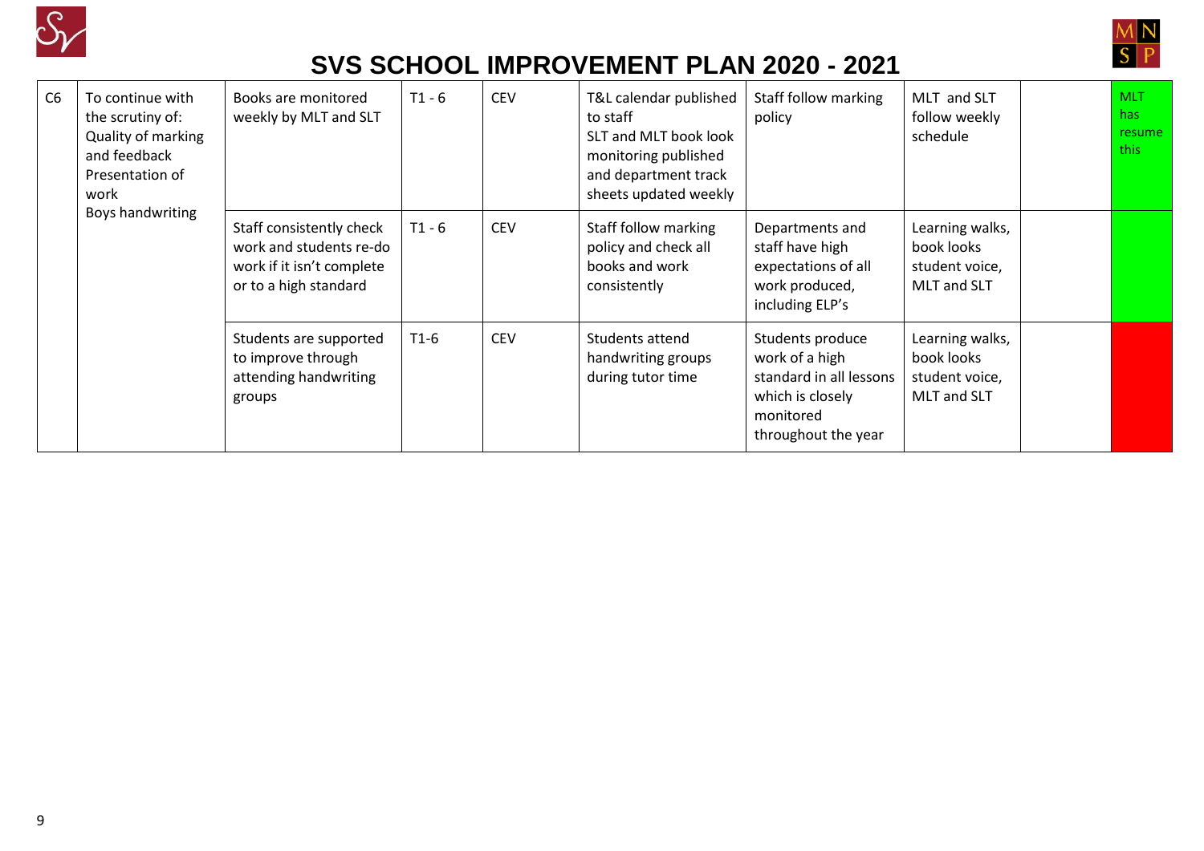# SVS SCHOOL IMPROVEMENT PLAN 2020 - 2021

| | | | | | | | | | |
|---|---|---|---|---|---|---|---|---|---|
| C6 | To continue with the scrutiny of: Quality of marking and feedback Presentation of work Boys handwriting | Books are monitored weekly by MLT and SLT | T1 - 6 | CEV | T&L calendar published to staff SLT and MLT book look monitoring published and department track sheets updated weekly | Staff follow marking policy | MLT and SLT follow weekly schedule | | MLT has resume this |
| | | Staff consistently check work and students re-do work if it isn't complete or to a high standard | T1 - 6 | CEV | Staff follow marking policy and check all books and work consistently | Departments and staff have high expectations of all work produced, including ELP's | Learning walks, book looks student voice, MLT and SLT | | |
| | | Students are supported to improve through attending handwriting groups | T1-6 | CEV | Students attend handwriting groups during tutor time | Students produce work of a high standard in all lessons which is closely monitored throughout the year | Learning walks, book looks student voice, MLT and SLT | | |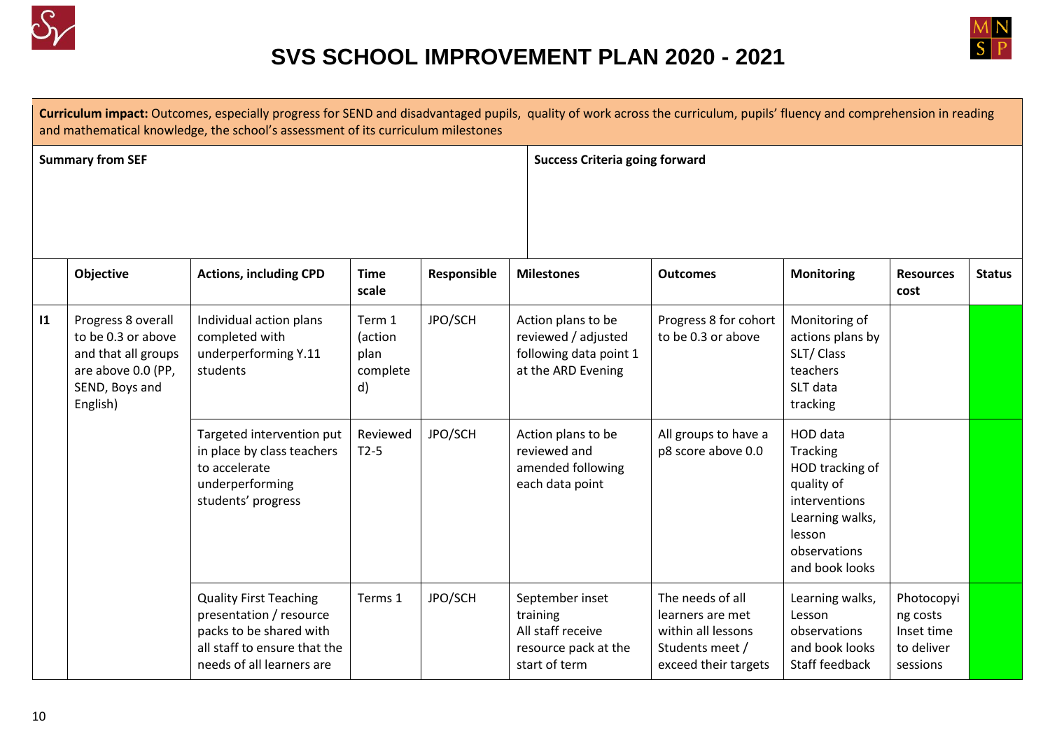# SVS SCHOOL IMPROVEMENT PLAN 2020 - 2021

**Curriculum impact:** Outcomes, especially progress for SEND and disadvantaged pupils, quality of work across the curriculum, pupils' fluency and comprehension in reading and mathematical knowledge, the school's assessment of its curriculum milestones

| **Summary from SEF** | **Success Criteria going forward** |
|---|---|
| | |

| | Objective | Actions, including CPD | Time scale | Responsible | Milestones | Outcomes | Monitoring | Resources cost | Status |
|---|---|---|---|---|---|---|---|---|---|
| I1 | Progress 8 overall to be 0.3 or above and that all groups are above 0.0 (PP, SEND, Boys and English) | Individual action plans completed with underperforming Y.11 students | Term 1 (action plan completed) | JPO/SCH | Action plans to be reviewed / adjusted following data point 1 at the ARD Evening | Progress 8 for cohort to be 0.3 or above | Monitoring of actions plans by SLT/ Class teachers<br>SLT data tracking | | |
| | | Targeted intervention put in place by class teachers to accelerate underperforming students' progress | Reviewed T2-5 | JPO/SCH | Action plans to be reviewed and amended following each data point | All groups to have a p8 score above 0.0 | HOD data Tracking<br>HOD tracking of quality of interventions<br>Learning walks, lesson observations and book looks | | |
| | | Quality First Teaching presentation / resource packs to be shared with all staff to ensure that the needs of all learners are | Terms 1 | JPO/SCH | September inset training<br>All staff receive resource pack at the start of term | The needs of all learners are met within all lessons<br>Students meet / exceed their targets | Learning walks, Lesson observations and book looks<br>Staff feedback | Photocopying costs<br>Inset time to deliver sessions | |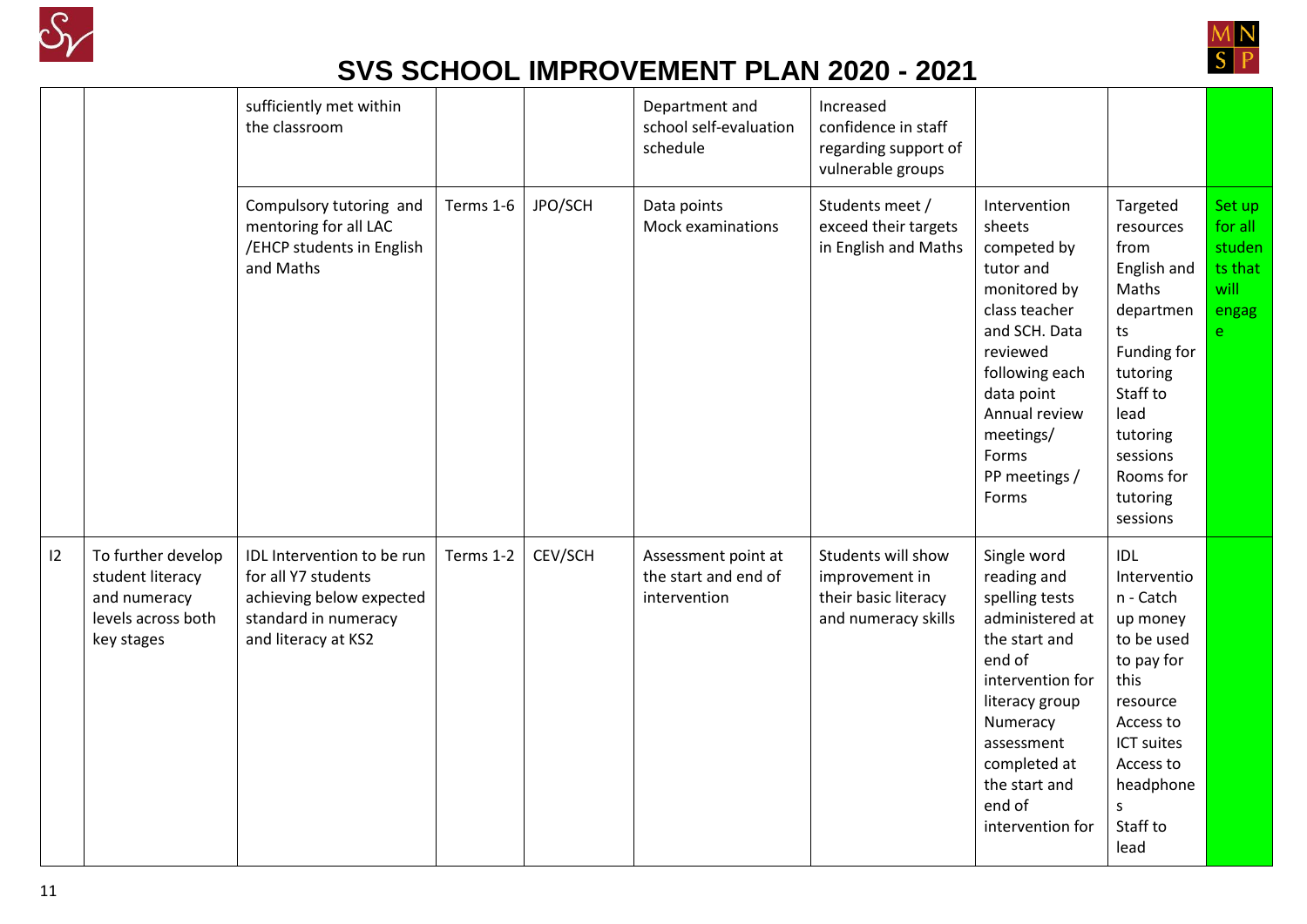# SVS SCHOOL IMPROVEMENT PLAN 2020 - 2021

| | | | | | | | | | |
|---|---|---|---|---|---|---|---|---|---|
| | | sufficiently met within the classroom | | | Department and school self-evaluation schedule | Increased confidence in staff regarding support of vulnerable groups | | | |
| | | Compulsory tutoring and mentoring for all LAC /EHCP students in English and Maths | Terms 1-6 | JPO/SCH | Data points Mock examinations | Students meet / exceed their targets in English and Maths | Intervention sheets competed by tutor and monitored by class teacher and SCH. Data reviewed following each data point Annual review meetings/ Forms PP meetings / Forms | Targeted resources from English and Maths departments Funding for tutoring Staff to lead tutoring sessions Rooms for tutoring sessions | Set up for all students that will engage |
| I2 | To further develop student literacy and numeracy levels across both key stages | IDL Intervention to be run for all Y7 students achieving below expected standard in numeracy and literacy at KS2 | Terms 1-2 | CEV/SCH | Assessment point at the start and end of intervention | Students will show improvement in their basic literacy and numeracy skills | Single word reading and spelling tests administered at the start and end of intervention for literacy group Numeracy assessment completed at the start and end of intervention for | IDL Intervention - Catch up money to be used to pay for this resource Access to ICT suites Access to headphones Staff to lead | |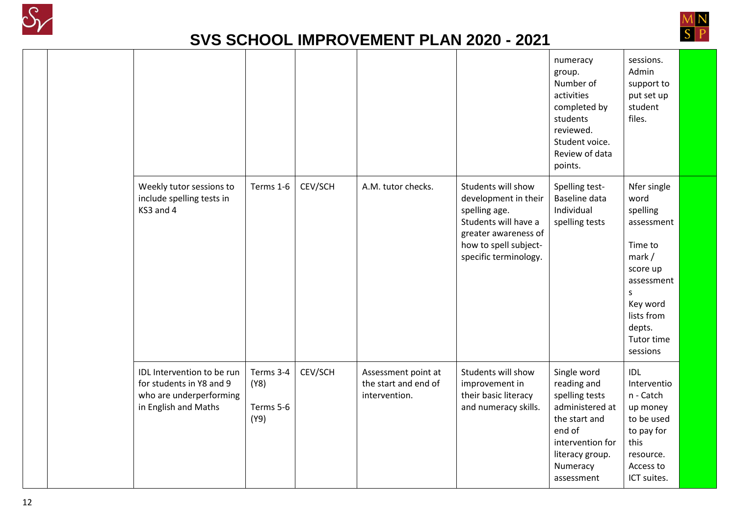# SVS SCHOOL IMPROVEMENT PLAN 2020 - 2021

| | | | | | | | | | |
|---|---|---|---|---|---|---|---|---|---|
| | | | | | | | numeracy group. Number of activities completed by students reviewed. Student voice. Review of data points. | sessions. Admin support to put set up student files. | |
| | | Weekly tutor sessions to include spelling tests in KS3 and 4 | Terms 1-6 | CEV/SCH | A.M. tutor checks. | Students will show development in their spelling age. Students will have a greater awareness of how to spell subject-specific terminology. | Spelling test- Baseline data Individual spelling tests | Nfer single word spelling assessment<br><br>Time to mark / score up assessments<br>Key word lists from depts.<br>Tutor time sessions | |
| | | IDL Intervention to be run for students in Y8 and 9 who are underperforming in English and Maths | Terms 3-4 (Y8)<br><br>Terms 5-6 (Y9) | CEV/SCH | Assessment point at the start and end of intervention. | Students will show improvement in their basic literacy and numeracy skills. | Single word reading and spelling tests administered at the start and end of intervention for literacy group. Numeracy assessment | IDL Intervention - Catch up money to be used to pay for this resource. Access to ICT suites. | |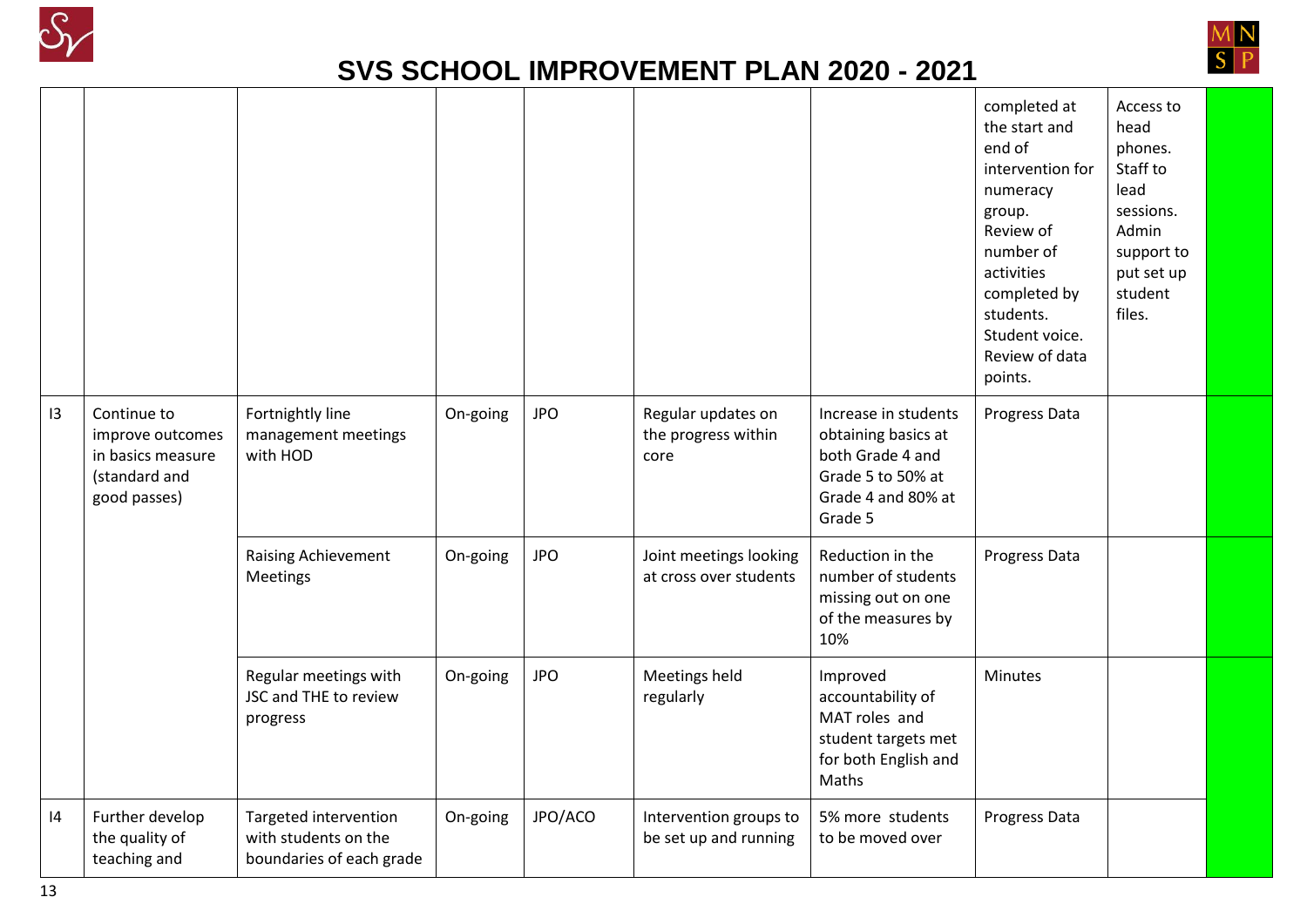# SVS SCHOOL IMPROVEMENT PLAN 2020 - 2021

| | | | | | | | | | |
|---|---|---|---|---|---|---|---|---|---|
| | | | | | | | completed at the start and end of intervention for numeracy group. Review of number of activities completed by students. Student voice. Review of data points. | Access to head phones. Staff to lead sessions. Admin support to put set up student files. | |
| I3 | Continue to improve outcomes in basics measure (standard and good passes) | Fortnightly line management meetings with HOD | On-going | JPO | Regular updates on the progress within core | Increase in students obtaining basics at both Grade 4 and Grade 5 to 50% at Grade 4 and 80% at Grade 5 | Progress Data | | |
| | | Raising Achievement Meetings | On-going | JPO | Joint meetings looking at cross over students | Reduction in the number of students missing out on one of the measures by 10% | Progress Data | | |
| | | Regular meetings with JSC and THE to review progress | On-going | JPO | Meetings held regularly | Improved accountability of MAT roles and student targets met for both English and Maths | Minutes | | |
| I4 | Further develop the quality of teaching and | Targeted intervention with students on the boundaries of each grade | On-going | JPO/ACO | Intervention groups to be set up and running | 5% more students to be moved over | Progress Data | | |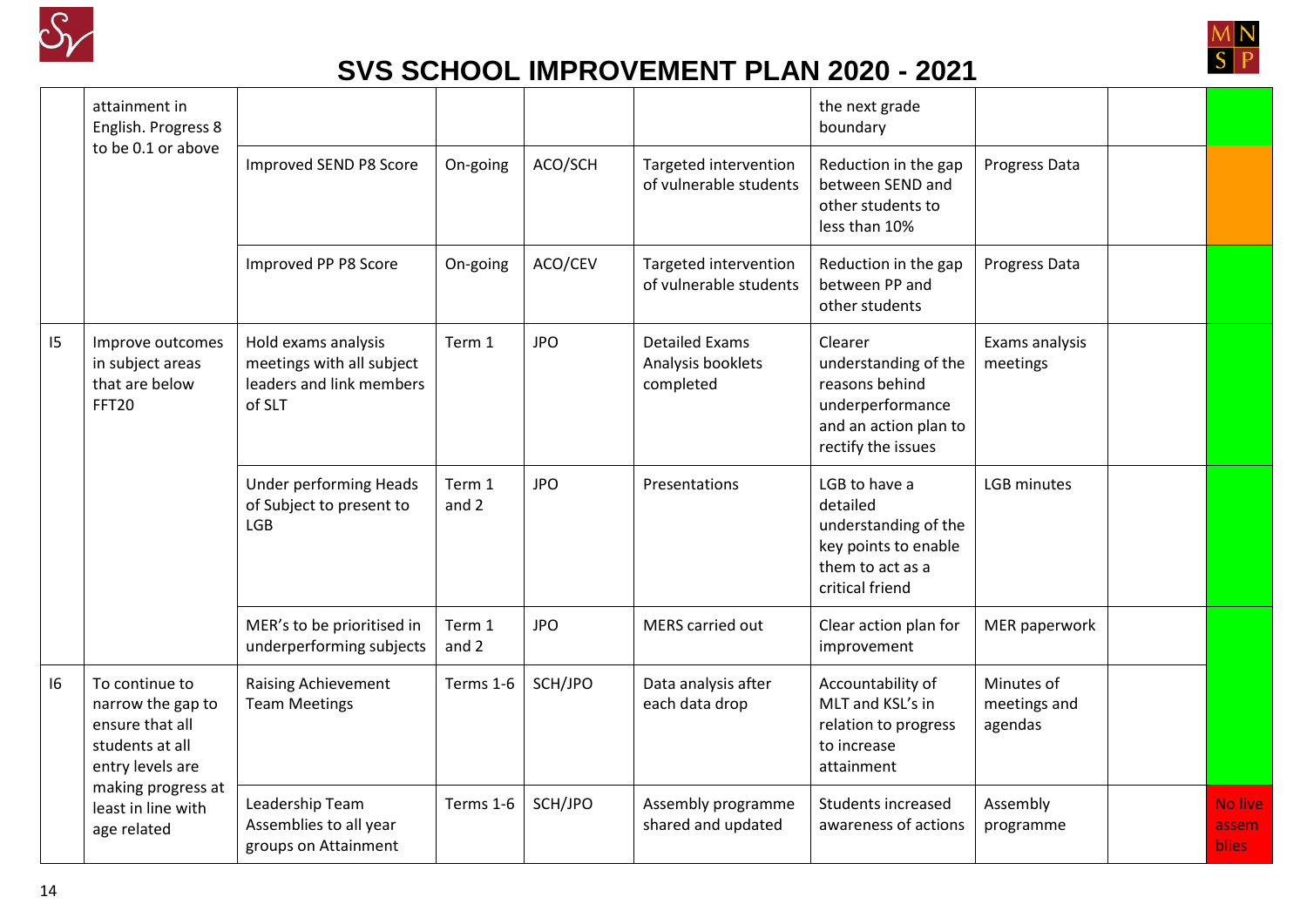# SVS SCHOOL IMPROVEMENT PLAN 2020 - 2021

| | | | | | | | | | |
|---|---|---|---|---|---|---|---|---|---|
| | attainment in English. Progress 8 to be 0.1 or above | | | | | the next grade boundary | | | |
| | | Improved SEND P8 Score | On-going | ACO/SCH | Targeted intervention of vulnerable students | Reduction in the gap between SEND and other students to less than 10% | Progress Data | | |
| | | Improved PP P8 Score | On-going | ACO/CEV | Targeted intervention of vulnerable students | Reduction in the gap between PP and other students | Progress Data | | |
| I5 | Improve outcomes in subject areas that are below FFT20 | Hold exams analysis meetings with all subject leaders and link members of SLT | Term 1 | JPO | Detailed Exams Analysis booklets completed | Clearer understanding of the reasons behind underperformance and an action plan to rectify the issues | Exams analysis meetings | | |
| | | Under performing Heads of Subject to present to LGB | Term 1 and 2 | JPO | Presentations | LGB to have a detailed understanding of the key points to enable them to act as a critical friend | LGB minutes | | |
| | | MER's to be prioritised in underperforming subjects | Term 1 and 2 | JPO | MERS carried out | Clear action plan for improvement | MER paperwork | | |
| I6 | To continue to narrow the gap to ensure that all students at all entry levels are making progress at least in line with age related | Raising Achievement Team Meetings | Terms 1-6 | SCH/JPO | Data analysis after each data drop | Accountability of MLT and KSL's in relation to progress to increase attainment | Minutes of meetings and agendas | | |
| | | Leadership Team Assemblies to all year groups on Attainment | Terms 1-6 | SCH/JPO | Assembly programme shared and updated | Students increased awareness of actions | Assembly programme | | No live assemblies |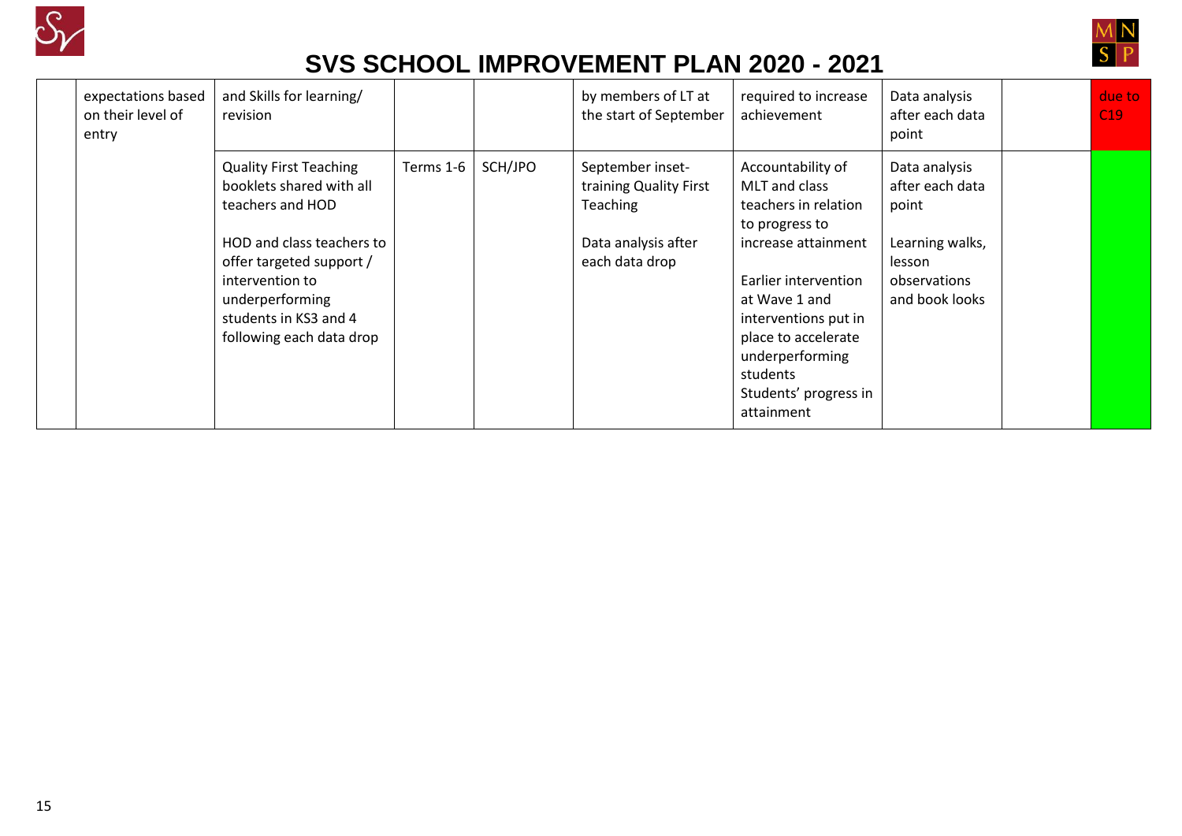# SVS SCHOOL IMPROVEMENT PLAN 2020 - 2021

| | | | | | | | | | |
|---|---|---|---|---|---|---|---|---|---|
| | expectations based on their level of entry | and Skills for learning/ revision | | | by members of LT at the start of September | required to increase achievement | Data analysis after each data point | | due to C19 |
| | | Quality First Teaching booklets shared with all teachers and HOD<br><br>HOD and class teachers to offer targeted support / intervention to underperforming students in KS3 and 4 following each data drop | Terms 1-6 | SCH/JPO | September inset-training Quality First Teaching<br><br>Data analysis after each data drop | Accountability of MLT and class teachers in relation to progress to increase attainment<br><br>Earlier intervention at Wave 1 and interventions put in place to accelerate underperforming students<br>Students' progress in attainment | Data analysis after each data point<br><br>Learning walks, lesson observations and book looks | | |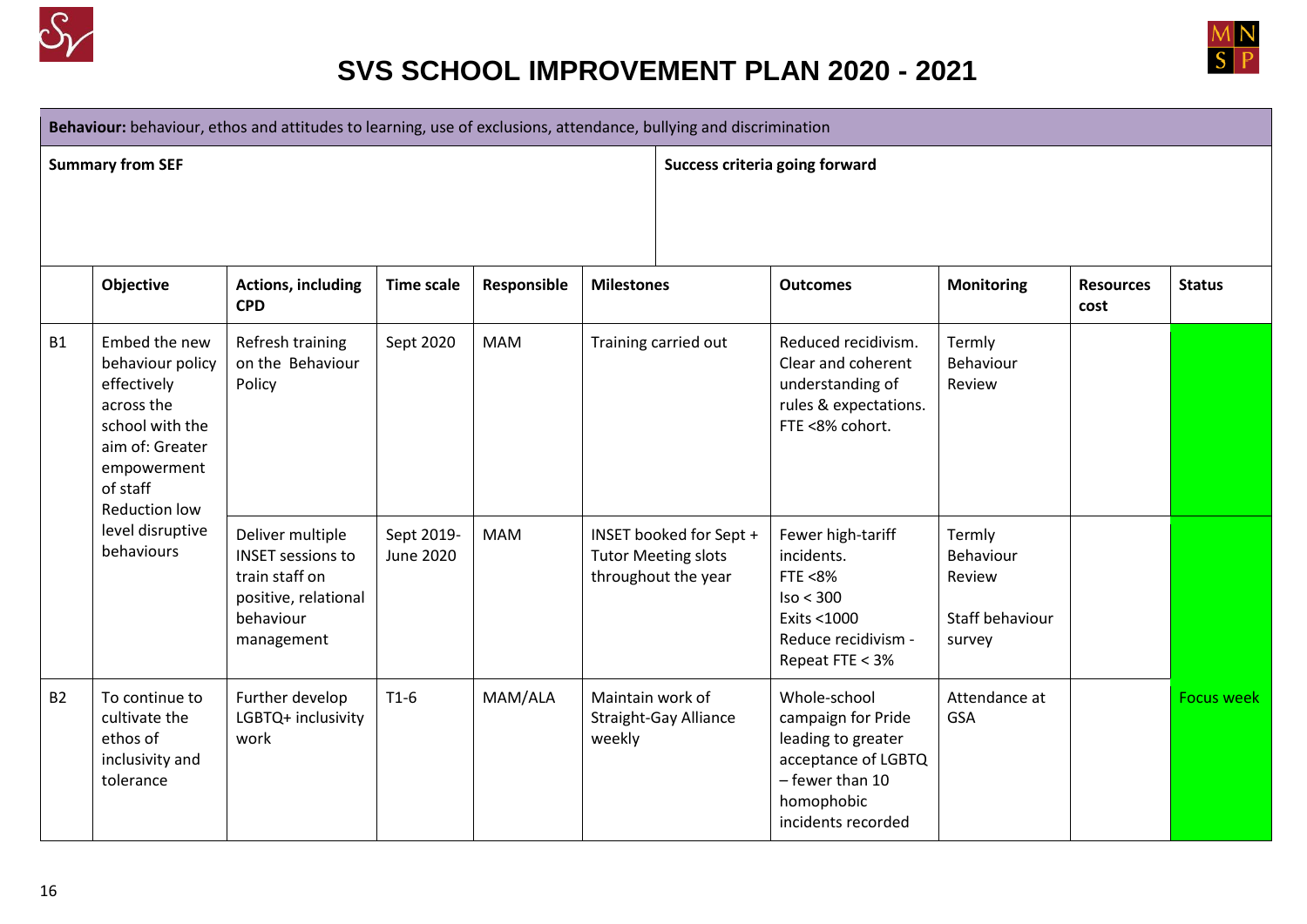# SVS SCHOOL IMPROVEMENT PLAN 2020 - 2021

| **Behaviour:** behaviour, ethos and attitudes to learning, use of exclusions, attendance, bullying and discrimination | |
|---|---|
| **Summary from SEF** | **Success criteria going forward** |

| | Objective | Actions, including CPD | Time scale | Responsible | Milestones | Outcomes | Monitoring | Resources cost | Status |
|---|---|---|---|---|---|---|---|---|---|
| B1 | Embed the new behaviour policy effectively across the school with the aim of: Greater empowerment of staff Reduction low level disruptive behaviours | Refresh training on the Behaviour Policy | Sept 2020 | MAM | Training carried out | Reduced recidivism. Clear and coherent understanding of rules & expectations. FTE <8% cohort. | Termly Behaviour Review | | |
| | | Deliver multiple INSET sessions to train staff on positive, relational behaviour management | Sept 2019- June 2020 | MAM | INSET booked for Sept + Tutor Meeting slots throughout the year | Fewer high-tariff incidents. FTE <8% Iso < 300 Exits <1000 Reduce recidivism - Repeat FTE < 3% | Termly Behaviour Review Staff behaviour survey | | |
| B2 | To continue to cultivate the ethos of inclusivity and tolerance | Further develop LGBTQ+ inclusivity work | T1-6 | MAM/ALA | Maintain work of Straight-Gay Alliance weekly | Whole-school campaign for Pride leading to greater acceptance of LGBTQ – fewer than 10 homophobic incidents recorded | Attendance at GSA | | Focus week |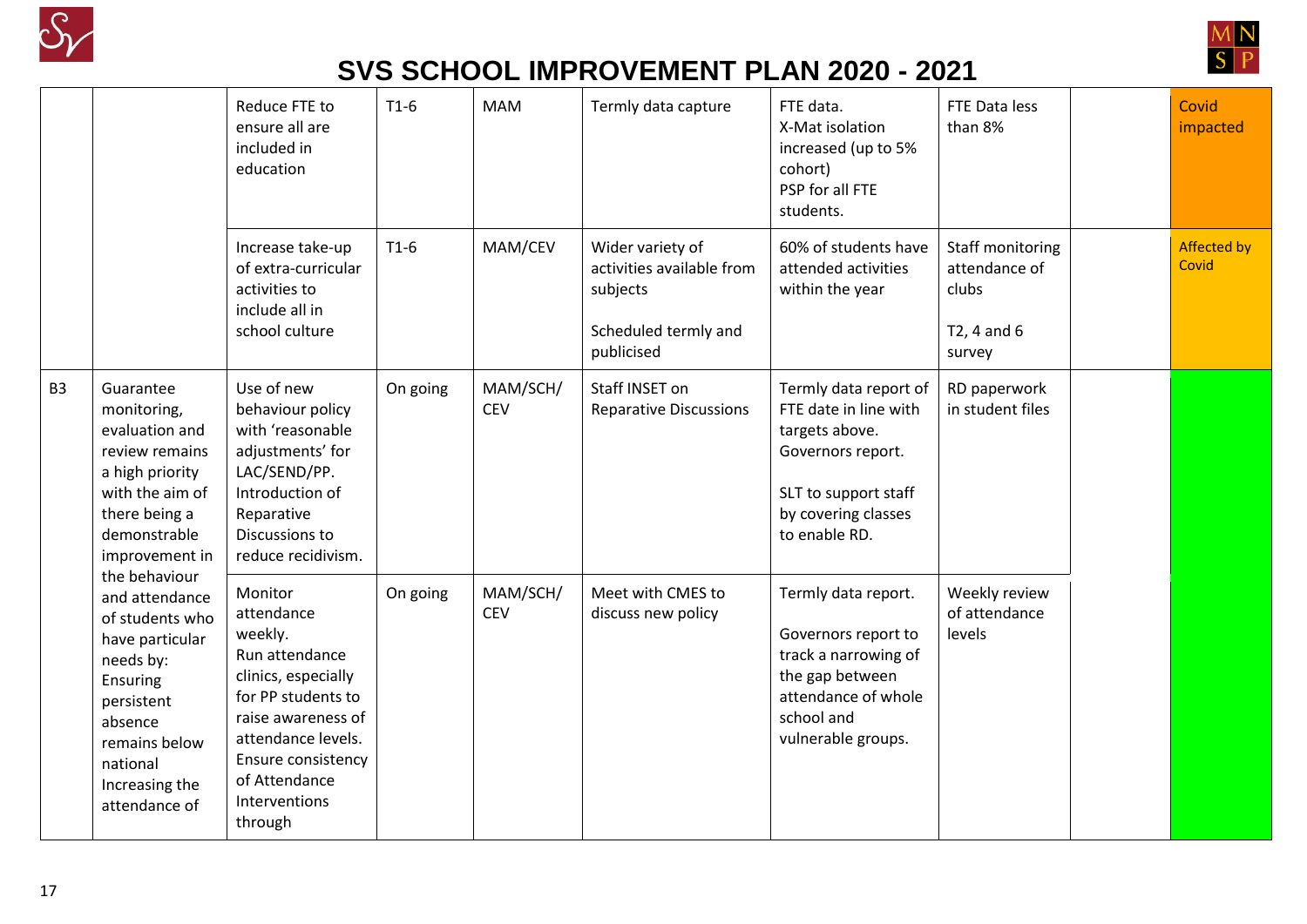# SVS SCHOOL IMPROVEMENT PLAN 2020 - 2021

| | | | | | | | | | |
|---|---|---|---|---|---|---|---|---|---|
| | | Reduce FTE to ensure all are included in education | T1-6 | MAM | Termly data capture | FTE data.<br>X-Mat isolation increased (up to 5% cohort)<br>PSP for all FTE students. | FTE Data less than 8% | | Covid impacted |
| | | Increase take-up of extra-curricular activities to include all in school culture | T1-6 | MAM/CEV | Wider variety of activities available from subjects<br><br>Scheduled termly and publicised | 60% of students have attended activities within the year | Staff monitoring attendance of clubs<br><br>T2, 4 and 6 survey | | Affected by Covid |
| B3 | Guarantee monitoring, evaluation and review remains a high priority with the aim of there being a demonstrable improvement in the behaviour and attendance of students who have particular needs by:<br>Ensuring persistent absence remains below national<br>Increasing the attendance of | Use of new behaviour policy with 'reasonable adjustments' for LAC/SEND/PP.<br>Introduction of Reparative Discussions to reduce recidivism. | On going | MAM/SCH/CEV | Staff INSET on Reparative Discussions | Termly data report of FTE date in line with targets above.<br>Governors report.<br><br>SLT to support staff by covering classes to enable RD. | RD paperwork in student files | | |
| | | Monitor attendance weekly.<br>Run attendance clinics, especially for PP students to raise awareness of attendance levels.<br>Ensure consistency of Attendance Interventions through | On going | MAM/SCH/CEV | Meet with CMES to discuss new policy | Termly data report.<br><br>Governors report to track a narrowing of the gap between attendance of whole school and vulnerable groups. | Weekly review of attendance levels | | |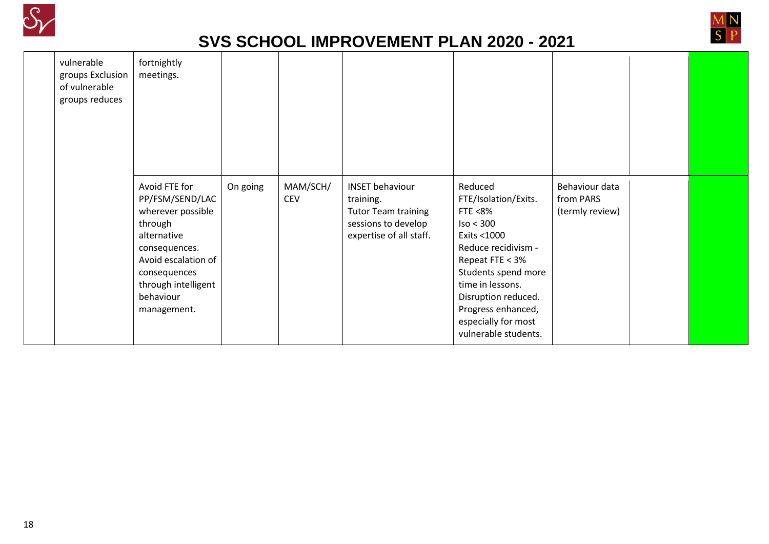# SVS SCHOOL IMPROVEMENT PLAN 2020 - 2021

| | | | | | | | | | |
|---|---|---|---|---|---|---|---|---|---|
| | vulnerable groups Exclusion of vulnerable groups reduces | fortnightly meetings. | | | | | | | |
| | | Avoid FTE for PP/FSM/SEND/LAC wherever possible through alternative consequences. Avoid escalation of consequences through intelligent behaviour management. | On going | MAM/SCH/ CEV | INSET behaviour training. Tutor Team training sessions to develop expertise of all staff. | Reduced FTE/Isolation/Exits. FTE <8% Iso < 300 Exits <1000 Reduce recidivism - Repeat FTE < 3% Students spend more time in lessons. Disruption reduced. Progress enhanced, especially for most vulnerable students. | Behaviour data from PARS (termly review) | | |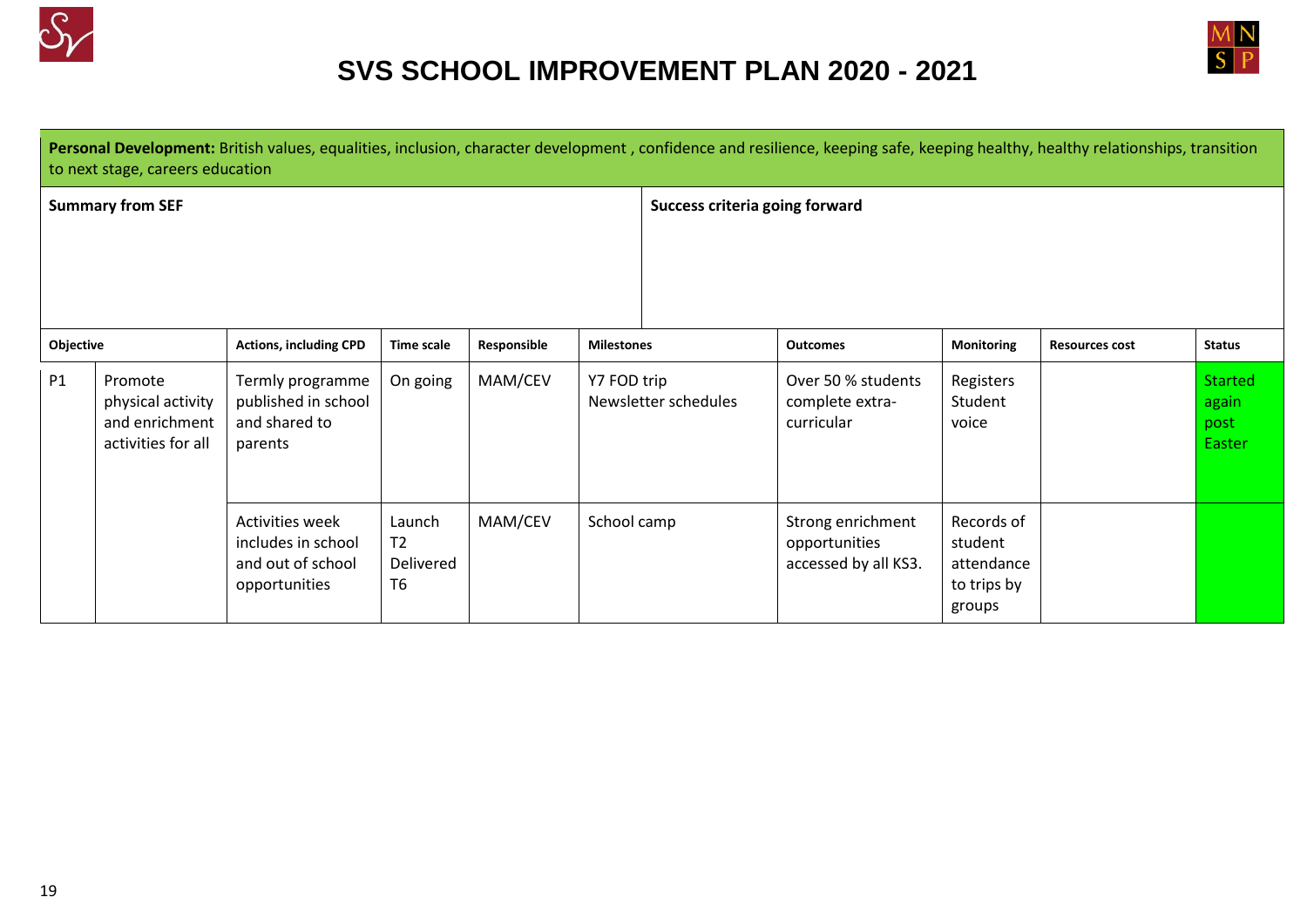# SVS SCHOOL IMPROVEMENT PLAN 2020 - 2021

**Personal Development:** British values, equalities, inclusion, character development , confidence and resilience, keeping safe, keeping healthy, healthy relationships, transition to next stage, careers education

| Summary from SEF | Success criteria going forward |
|---|---|
| | |

| Objective | | Actions, including CPD | Time scale | Responsible | Milestones | Outcomes | Monitoring | Resources cost | Status |
|---|---|---|---|---|---|---|---|---|---|
| P1 | Promote physical activity and enrichment activities for all | Termly programme published in school and shared to parents | On going | MAM/CEV | Y7 FOD trip<br>Newsletter schedules | Over 50 % students complete extra-curricular | Registers<br>Student voice | | Started again post Easter |
| | | Activities week includes in school and out of school opportunities | Launch T2<br>Delivered T6 | MAM/CEV | School camp | Strong enrichment opportunities accessed by all KS3. | Records of student attendance to trips by groups | | |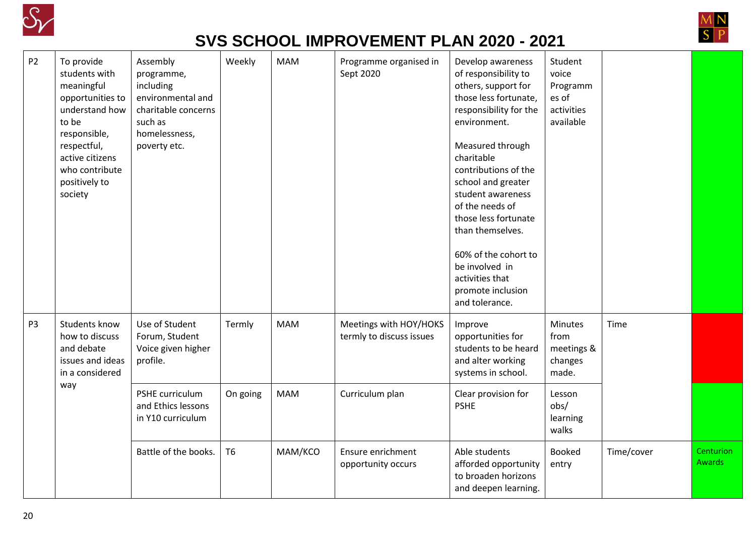# SVS SCHOOL IMPROVEMENT PLAN 2020 - 2021

| | | | | | | | | | |
|---|---|---|---|---|---|---|---|---|---|
| P2 | To provide students with meaningful opportunities to understand how to be responsible, respectful, active citizens who contribute positively to society | Assembly programme, including environmental and charitable concerns such as homelessness, poverty etc. | Weekly | MAM | Programme organised in Sept 2020 | Develop awareness of responsibility to others, support for those less fortunate, responsibility for the environment.<br><br>Measured through charitable contributions of the school and greater student awareness of the needs of those less fortunate than themselves.<br><br>60% of the cohort to be involved in activities that promote inclusion and tolerance. | Student voice Programmes of activities available | | |
| P3 | Students know how to discuss and debate issues and ideas in a considered way | Use of Student Forum, Student Voice given higher profile. | Termly | MAM | Meetings with HOY/HOKS termly to discuss issues | Improve opportunities for students to be heard and alter working systems in school. | Minutes from meetings & changes made. | Time | |
| | | PSHE curriculum and Ethics lessons in Y10 curriculum | On going | MAM | Curriculum plan | Clear provision for PSHE | Lesson obs/ learning walks | | |
| | | Battle of the books. | T6 | MAM/KCO | Ensure enrichment opportunity occurs | Able students afforded opportunity to broaden horizons and deepen learning. | Booked entry | Time/cover | Centurion Awards |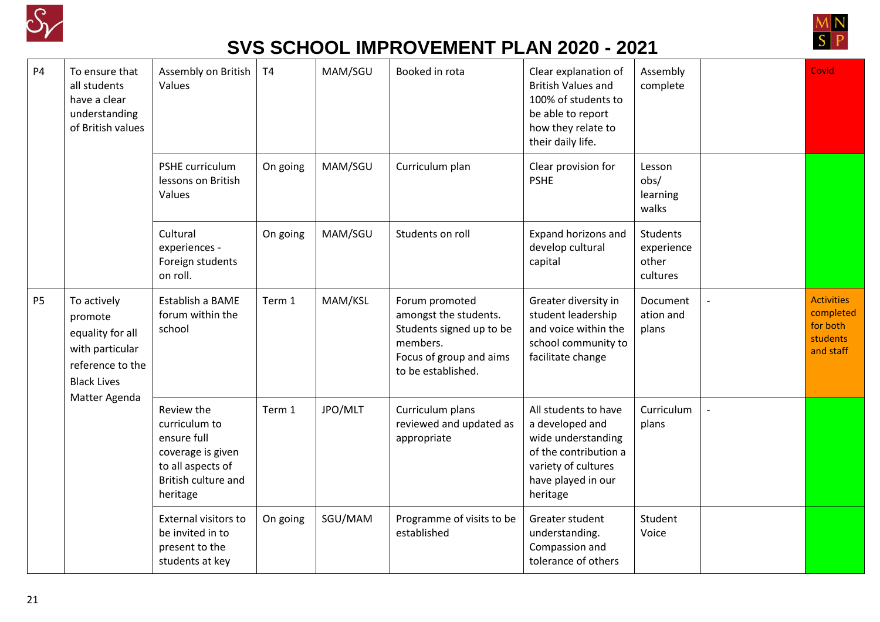# SVS SCHOOL IMPROVEMENT PLAN 2020 - 2021

| | | | | | | | | | |
|---|---|---|---|---|---|---|---|---|---|
| P4 | To ensure that all students have a clear understanding of British values | Assembly on British Values | T4 | MAM/SGU | Booked in rota | Clear explanation of British Values and 100% of students to be able to report how they relate to their daily life. | Assembly complete | | Covid |
| | | PSHE curriculum lessons on British Values | On going | MAM/SGU | Curriculum plan | Clear provision for PSHE | Lesson obs/ learning walks | | |
| | | Cultural experiences - Foreign students on roll. | On going | MAM/SGU | Students on roll | Expand horizons and develop cultural capital | Students experience other cultures | | |
| P5 | To actively promote equality for all with particular reference to the Black Lives Matter Agenda | Establish a BAME forum within the school | Term 1 | MAM/KSL | Forum promoted amongst the students. Students signed up to be members. Focus of group and aims to be established. | Greater diversity in student leadership and voice within the school community to facilitate change | Documentation and plans | - | Activities completed for both students and staff |
| | | Review the curriculum to ensure full coverage is given to all aspects of British culture and heritage | Term 1 | JPO/MLT | Curriculum plans reviewed and updated as appropriate | All students to have a developed and wide understanding of the contribution a variety of cultures have played in our heritage | Curriculum plans | - | |
| | | External visitors to be invited in to present to the students at key | On going | SGU/MAM | Programme of visits to be established | Greater student understanding. Compassion and tolerance of others | Student Voice | | |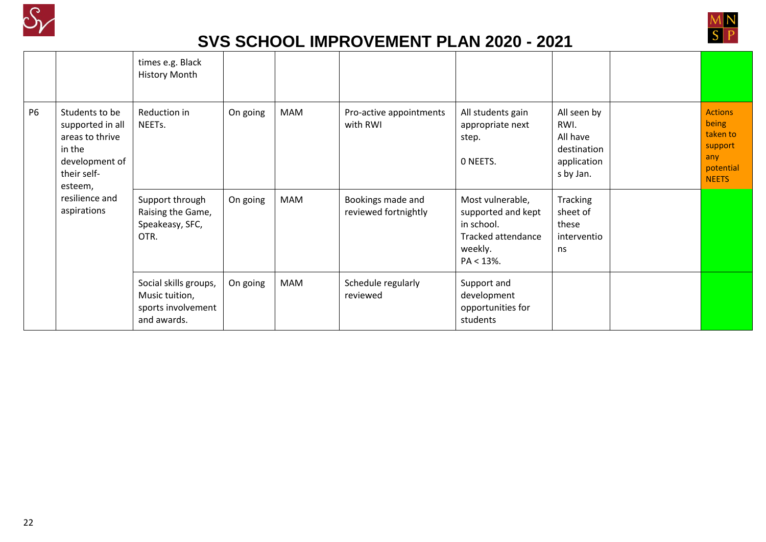# SVS SCHOOL IMPROVEMENT PLAN 2020 - 2021

| | | | | | | | | | |
|---|---|---|---|---|---|---|---|---|---|
| | | times e.g. Black History Month | | | | | | | |
| P6 | Students to be supported in all areas to thrive in the development of their self-esteem, resilience and aspirations | Reduction in NEETs. | On going | MAM | Pro-active appointments with RWI | All students gain appropriate next step.<br><br>0 NEETS. | All seen by RWI.<br>All have destination applications by Jan. | | Actions being taken to support any potential NEETS |
| | | Support through Raising the Game, Speakeasy, SFC, OTR. | On going | MAM | Bookings made and reviewed fortnightly | Most vulnerable, supported and kept in school.<br>Tracked attendance weekly.<br>PA < 13%. | Tracking sheet of these interventions | | |
| | | Social skills groups, Music tuition, sports involvement and awards. | On going | MAM | Schedule regularly reviewed | Support and development opportunities for students | | | |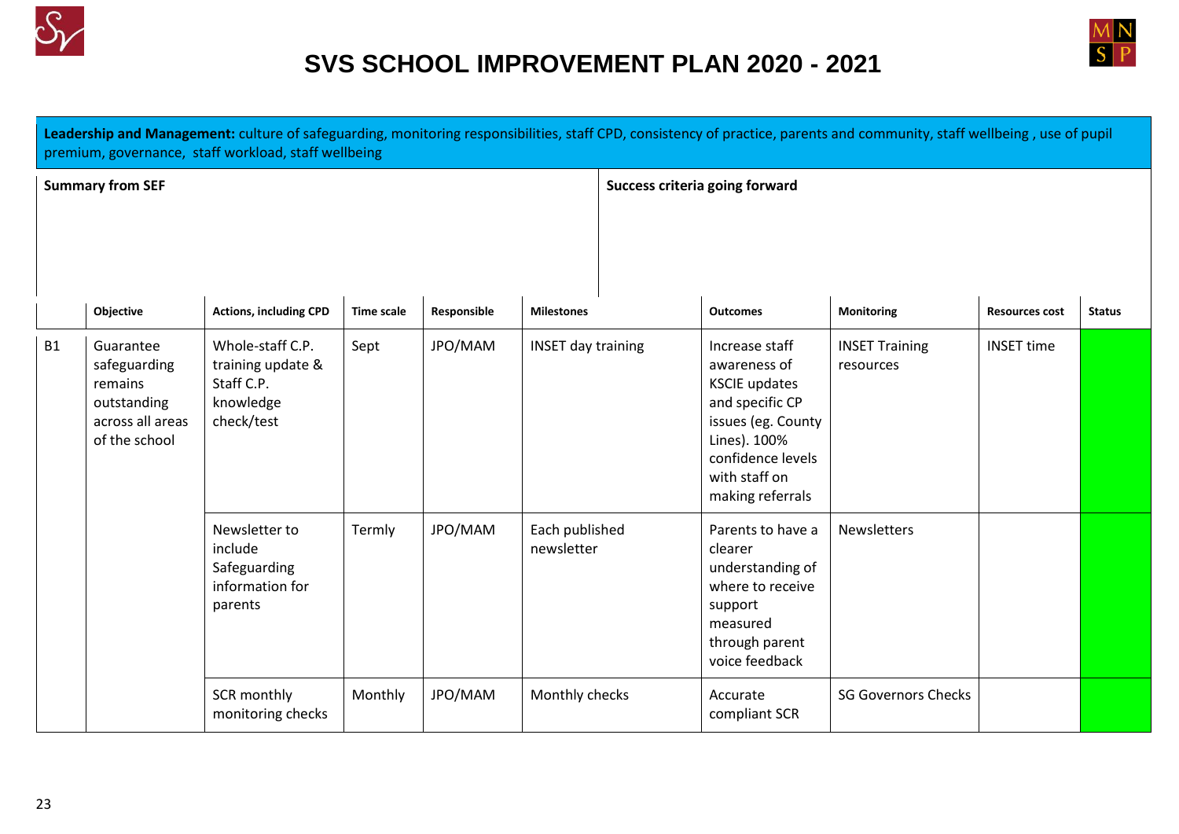# SVS SCHOOL IMPROVEMENT PLAN 2020 - 2021

**Leadership and Management:** culture of safeguarding, monitoring responsibilities, staff CPD, consistency of practice, parents and community, staff wellbeing , use of pupil premium, governance, staff workload, staff wellbeing

| **Summary from SEF** | **Success criteria going forward** |
|---|---|
| | |

| | Objective | Actions, including CPD | Time scale | Responsible | Milestones | Outcomes | Monitoring | Resources cost | Status |
|---|---|---|---|---|---|---|---|---|---|
| B1 | Guarantee safeguarding remains outstanding across all areas of the school | Whole-staff C.P. training update & Staff C.P. knowledge check/test | Sept | JPO/MAM | INSET day training | Increase staff awareness of KSCIE updates and specific CP issues (eg. County Lines). 100% confidence levels with staff on making referrals | INSET Training resources | INSET time | |
| | | Newsletter to include Safeguarding information for parents | Termly | JPO/MAM | Each published newsletter | Parents to have a clearer understanding of where to receive support measured through parent voice feedback | Newsletters | | |
| | | SCR monthly monitoring checks | Monthly | JPO/MAM | Monthly checks | Accurate compliant SCR | SG Governors Checks | | |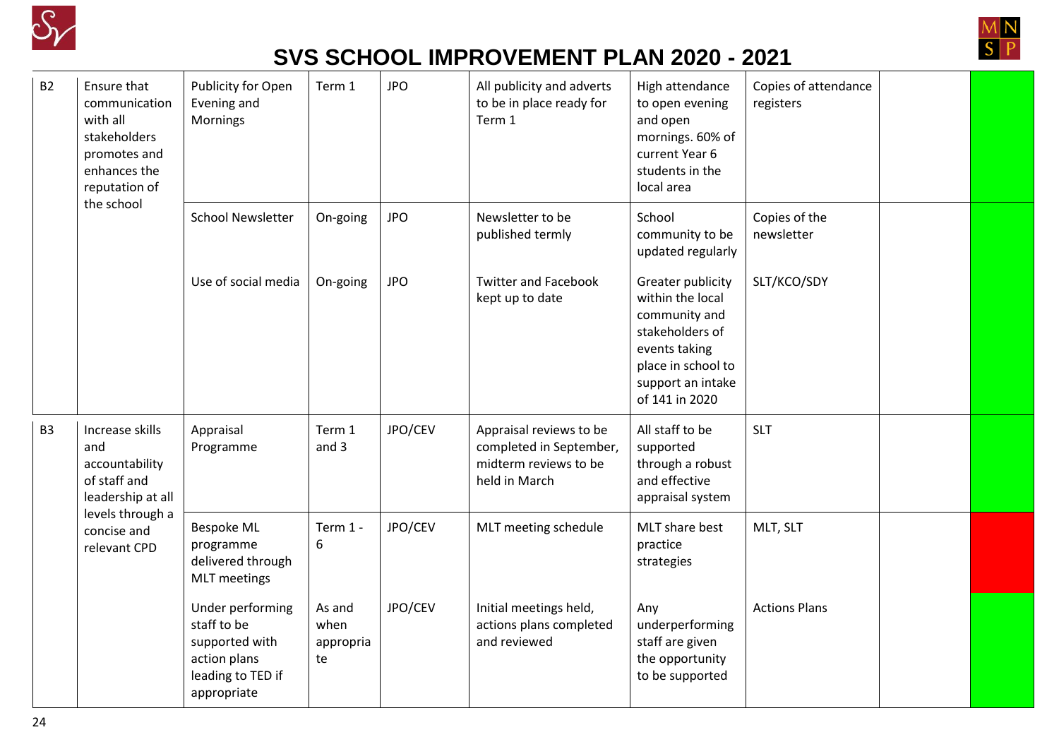# SVS SCHOOL IMPROVEMENT PLAN 2020 - 2021

| | | | | | | | | | |
|---|---|---|---|---|---|---|---|---|---|
| B2 | Ensure that communication with all stakeholders promotes and enhances the reputation of the school | Publicity for Open Evening and Mornings | Term 1 | JPO | All publicity and adverts to be in place ready for Term 1 | High attendance to open evening and open mornings. 60% of current Year 6 students in the local area | Copies of attendance registers | | |
| | | School Newsletter | On-going | JPO | Newsletter to be published termly | School community to be updated regularly | Copies of the newsletter | | |
| | | Use of social media | On-going | JPO | Twitter and Facebook kept up to date | Greater publicity within the local community and stakeholders of events taking place in school to support an intake of 141 in 2020 | SLT/KCO/SDY | | |
| B3 | Increase skills and accountability of staff and leadership at all levels through a concise and relevant CPD | Appraisal Programme | Term 1 and 3 | JPO/CEV | Appraisal reviews to be completed in September, midterm reviews to be held in March | All staff to be supported through a robust and effective appraisal system | SLT | | |
| | | Bespoke ML programme delivered through MLT meetings | Term 1 - 6 | JPO/CEV | MLT meeting schedule | MLT share best practice strategies | MLT, SLT | | |
| | | Under performing staff to be supported with action plans leading to TED if appropriate | As and when appropriate | JPO/CEV | Initial meetings held, actions plans completed and reviewed | Any underperforming staff are given the opportunity to be supported | Actions Plans | | |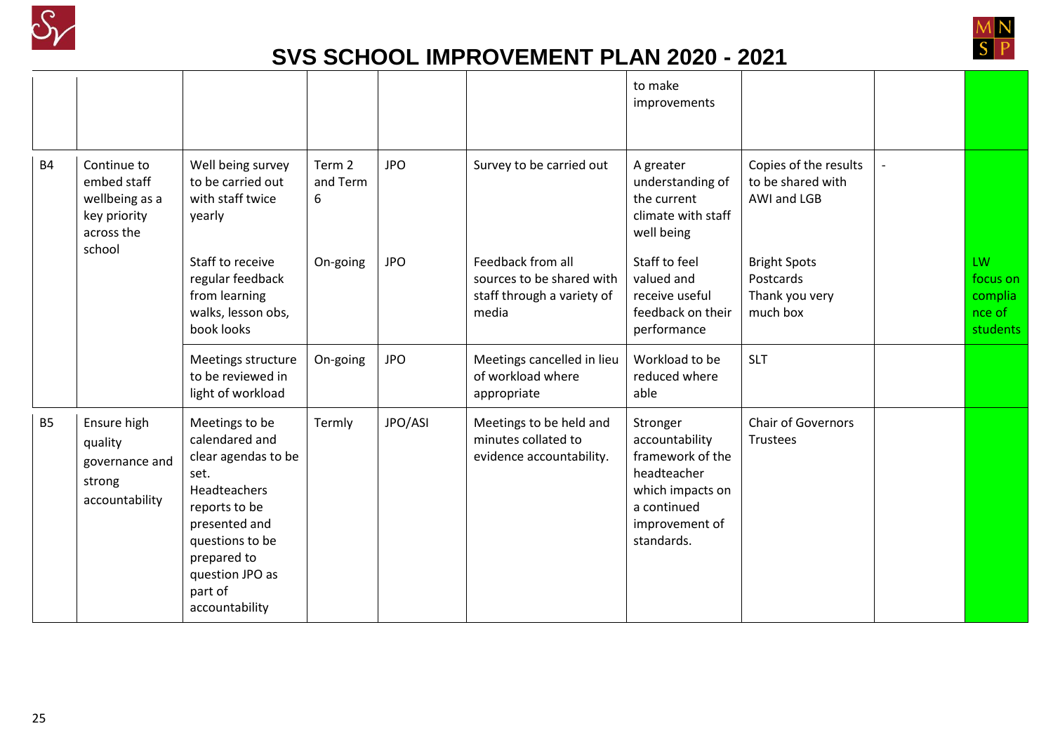# SVS SCHOOL IMPROVEMENT PLAN 2020 - 2021

| | | | | | | | | | |
|---|---|---|---|---|---|---|---|---|---|
| | | | | | | to make improvements | | | |
| B4 | Continue to embed staff wellbeing as a key priority across the school | Well being survey to be carried out with staff twice yearly | Term 2 and Term 6 | JPO | Survey to be carried out | A greater understanding of the current climate with staff well being | Copies of the results to be shared with AWI and LGB | - | |
| | | Staff to receive regular feedback from learning walks, lesson obs, book looks | On-going | JPO | Feedback from all sources to be shared with staff through a variety of media | Staff to feel valued and receive useful feedback on their performance | Bright Spots Postcards Thank you very much box | | LW focus on compliance of students |
| | | Meetings structure to be reviewed in light of workload | On-going | JPO | Meetings cancelled in lieu of workload where appropriate | Workload to be reduced where able | SLT | | |
| B5 | Ensure high quality governance and strong accountability | Meetings to be calendared and clear agendas to be set. Headteachers reports to be presented and questions to be prepared to question JPO as part of accountability | Termly | JPO/ASI | Meetings to be held and minutes collated to evidence accountability. | Stronger accountability framework of the headteacher which impacts on a continued improvement of standards. | Chair of Governors Trustees | | |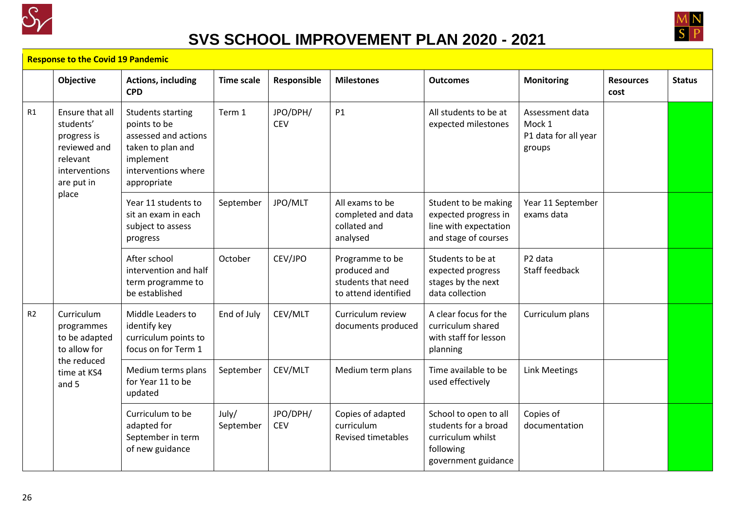# SVS SCHOOL IMPROVEMENT PLAN 2020 - 2021

**Response to the Covid 19 Pandemic**

| | Objective | Actions, including CPD | Time scale | Responsible | Milestones | Outcomes | Monitoring | Resources cost | Status |
|---|---|---|---|---|---|---|---|---|---|
| R1 | Ensure that all students' progress is reviewed and relevant interventions are put in place | Students starting points to be assessed and actions taken to plan and implement interventions where appropriate | Term 1 | JPO/DPH/ CEV | P1 | All students to be at expected milestones | Assessment data Mock 1 P1 data for all year groups | | |
| | | Year 11 students to sit an exam in each subject to assess progress | September | JPO/MLT | All exams to be completed and data collated and analysed | Student to be making expected progress in line with expectation and stage of courses | Year 11 September exams data | | |
| | | After school intervention and half term programme to be established | October | CEV/JPO | Programme to be produced and students that need to attend identified | Students to be at expected progress stages by the next data collection | P2 data Staff feedback | | |
| R2 | Curriculum programmes to be adapted to allow for the reduced time at KS4 and 5 | Middle Leaders to identify key curriculum points to focus on for Term 1 | End of July | CEV/MLT | Curriculum review documents produced | A clear focus for the curriculum shared with staff for lesson planning | Curriculum plans | | |
| | | Medium terms plans for Year 11 to be updated | September | CEV/MLT | Medium term plans | Time available to be used effectively | Link Meetings | | |
| | | Curriculum to be adapted for September in term of new guidance | July/ September | JPO/DPH/ CEV | Copies of adapted curriculum Revised timetables | School to open to all students for a broad curriculum whilst following government guidance | Copies of documentation | | |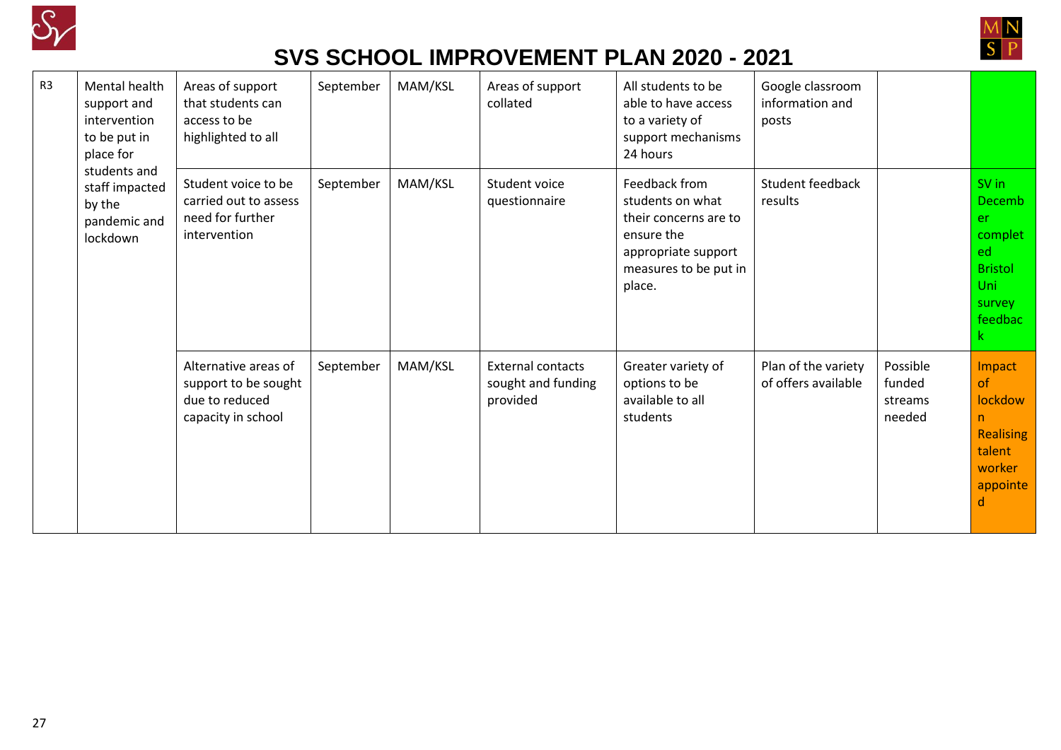# SVS SCHOOL IMPROVEMENT PLAN 2020 - 2021

| | | | | | | | | | |
|---|---|---|---|---|---|---|---|---|---|
| R3 | Mental health support and intervention to be put in place for students and staff impacted by the pandemic and lockdown | Areas of support that students can access to be highlighted to all | September | MAM/KSL | Areas of support collated | All students to be able to have access to a variety of support mechanisms 24 hours | Google classroom information and posts | | |
| | | Student voice to be carried out to assess need for further intervention | September | MAM/KSL | Student voice questionnaire | Feedback from students on what their concerns are to ensure the appropriate support measures to be put in place. | Student feedback results | | SV in December completed Bristol Uni survey feedback |
| | | Alternative areas of support to be sought due to reduced capacity in school | September | MAM/KSL | External contacts sought and funding provided | Greater variety of options to be available to all students | Plan of the variety of offers available | Possible funded streams needed | Impact of lockdown Realising talent worker appointed |